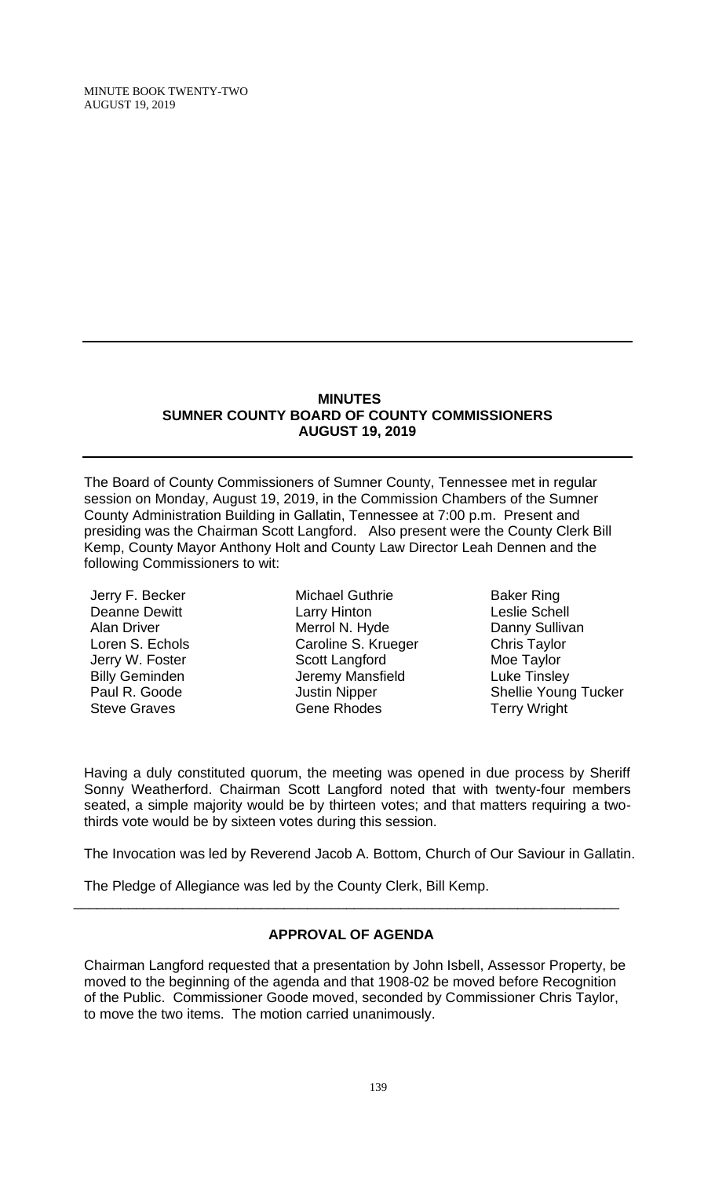MINUTE BOOK TWENTY-TWO
AUGUST 19, 2019

---

**MINUTES**
**SUMNER COUNTY BOARD OF COUNTY COMMISSIONERS**
**AUGUST 19, 2019**

---

The Board of County Commissioners of Sumner County, Tennessee met in regular session on Monday, August 19, 2019, in the Commission Chambers of the Sumner County Administration Building in Gallatin, Tennessee at 7:00 p.m. Present and presiding was the Chairman Scott Langford. Also present were the County Clerk Bill Kemp, County Mayor Anthony Holt and County Law Director Leah Dennen and the following Commissioners to wit:

Jerry F. Becker
Deanne Dewitt
Alan Driver
Loren S. Echols
Jerry W. Foster
Billy Geminden
Paul R. Goode
Steve Graves
Michael Guthrie
Larry Hinton
Merrol N. Hyde
Caroline S. Krueger
Scott Langford
Jeremy Mansfield
Justin Nipper
Gene Rhodes
Baker Ring
Leslie Schell
Danny Sullivan
Chris Taylor
Moe Taylor
Luke Tinsley
Shellie Young Tucker
Terry Wright

Having a duly constituted quorum, the meeting was opened in due process by Sheriff Sonny Weatherford. Chairman Scott Langford noted that with twenty-four members seated, a simple majority would be by thirteen votes; and that matters requiring a two-thirds vote would be by sixteen votes during this session.

The Invocation was led by Reverend Jacob A. Bottom, Church of Our Saviour in Gallatin.

The Pledge of Allegiance was led by the County Clerk, Bill Kemp.

---

**APPROVAL OF AGENDA**

Chairman Langford requested that a presentation by John Isbell, Assessor Property, be moved to the beginning of the agenda and that 1908-02 be moved before Recognition of the Public. Commissioner Goode moved, seconded by Commissioner Chris Taylor, to move the two items. The motion carried unanimously.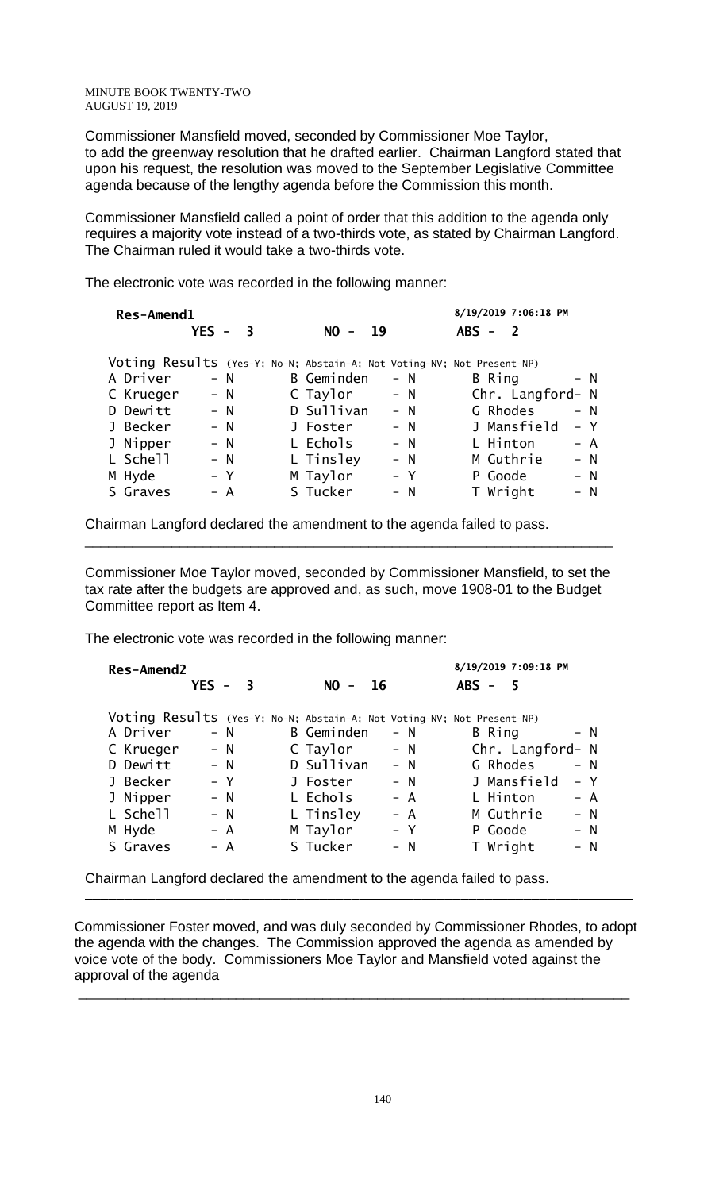Commissioner Mansfield moved, seconded by Commissioner Moe Taylor, to add the greenway resolution that he drafted earlier. Chairman Langford stated that upon his request, the resolution was moved to the September Legislative Committee agenda because of the lengthy agenda before the Commission this month.

Commissioner Mansfield called a point of order that this addition to the agenda only requires a majority vote instead of a two-thirds vote, as stated by Chairman Langford. The Chairman ruled it would take a two-thirds vote.

The electronic vote was recorded in the following manner:

**Res-Amend1** — 8/19/2019 7:06:18 PM

**YES - 3** | **NO - 19** | **ABS - 2**

Voting Results (Yes-Y; No-N; Abstain-A; Not Voting-NV; Not Present-NP)

| | | | | | |
|---|---|---|---|---|---|
| A Driver | - N | B Geminden | - N | B Ring | - N |
| C Krueger | - N | C Taylor | - N | Chr. Langford | - N |
| D Dewitt | - N | D Sullivan | - N | G Rhodes | - N |
| J Becker | - N | J Foster | - N | J Mansfield | - Y |
| J Nipper | - N | L Echols | - N | L Hinton | - A |
| L Schell | - N | L Tinsley | - N | M Guthrie | - N |
| M Hyde | - Y | M Taylor | - Y | P Goode | - N |
| S Graves | - A | S Tucker | - N | T Wright | - N |

Chairman Langford declared the amendment to the agenda failed to pass.

---

Commissioner Moe Taylor moved, seconded by Commissioner Mansfield, to set the tax rate after the budgets are approved and, as such, move 1908-01 to the Budget Committee report as Item 4.

The electronic vote was recorded in the following manner:

**Res-Amend2** — 8/19/2019 7:09:18 PM

**YES - 3** | **NO - 16** | **ABS - 5**

Voting Results (Yes-Y; No-N; Abstain-A; Not Voting-NV; Not Present-NP)

| | | | | | |
|---|---|---|---|---|---|
| A Driver | - N | B Geminden | - N | B Ring | - N |
| C Krueger | - N | C Taylor | - N | Chr. Langford | - N |
| D Dewitt | - N | D Sullivan | - N | G Rhodes | - N |
| J Becker | - Y | J Foster | - N | J Mansfield | - Y |
| J Nipper | - N | L Echols | - A | L Hinton | - A |
| L Schell | - N | L Tinsley | - A | M Guthrie | - N |
| M Hyde | - A | M Taylor | - Y | P Goode | - N |
| S Graves | - A | S Tucker | - N | T Wright | - N |

Chairman Langford declared the amendment to the agenda failed to pass.

---

Commissioner Foster moved, and was duly seconded by Commissioner Rhodes, to adopt the agenda with the changes. The Commission approved the agenda as amended by voice vote of the body. Commissioners Moe Taylor and Mansfield voted against the approval of the agenda

---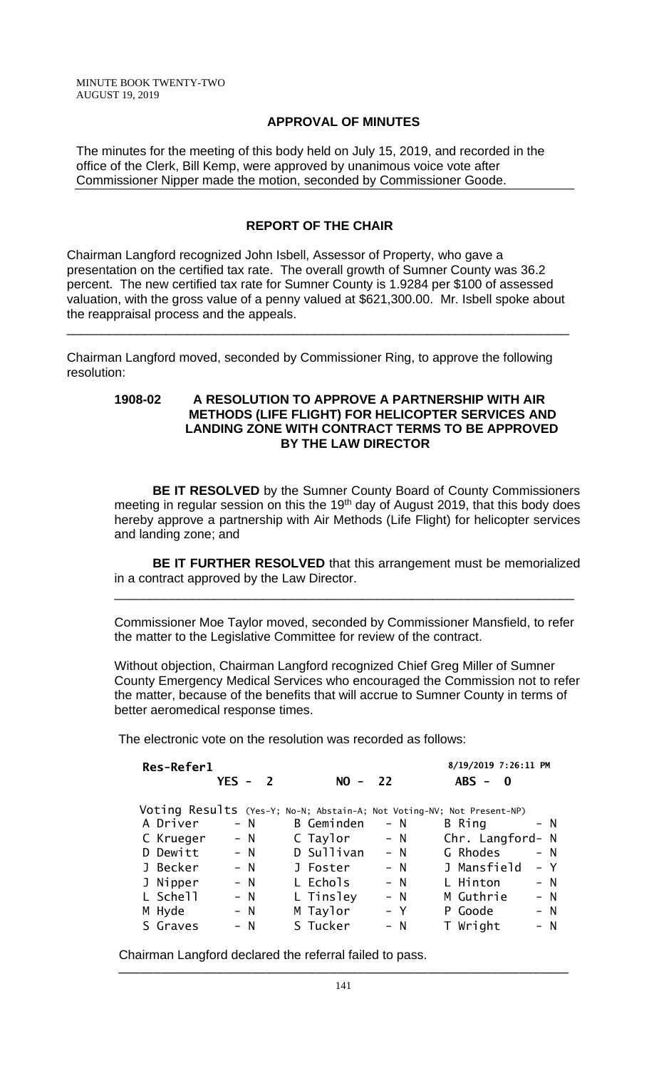## APPROVAL OF MINUTES

The minutes for the meeting of this body held on July 15, 2019, and recorded in the office of the Clerk, Bill Kemp, were approved by unanimous voice vote after Commissioner Nipper made the motion, seconded by Commissioner Goode.

## REPORT OF THE CHAIR

Chairman Langford recognized John Isbell, Assessor of Property, who gave a presentation on the certified tax rate. The overall growth of Sumner County was 36.2 percent. The new certified tax rate for Sumner County is 1.9284 per $100 of assessed valuation, with the gross value of a penny valued at $621,300.00. Mr. Isbell spoke about the reappraisal process and the appeals.

---

Chairman Langford moved, seconded by Commissioner Ring, to approve the following resolution:

**1908-02 A RESOLUTION TO APPROVE A PARTNERSHIP WITH AIR METHODS (LIFE FLIGHT) FOR HELICOPTER SERVICES AND LANDING ZONE WITH CONTRACT TERMS TO BE APPROVED BY THE LAW DIRECTOR**

**BE IT RESOLVED** by the Sumner County Board of County Commissioners meeting in regular session on this the 19th day of August 2019, that this body does hereby approve a partnership with Air Methods (Life Flight) for helicopter services and landing zone; and

**BE IT FURTHER RESOLVED** that this arrangement must be memorialized in a contract approved by the Law Director.

---

Commissioner Moe Taylor moved, seconded by Commissioner Mansfield, to refer the matter to the Legislative Committee for review of the contract.

Without objection, Chairman Langford recognized Chief Greg Miller of Sumner County Emergency Medical Services who encouraged the Commission not to refer the matter, because of the benefits that will accrue to Sumner County in terms of better aeromedical response times.

The electronic vote on the resolution was recorded as follows:

**Res-Refer1** — 8/19/2019 7:26:11 PM

**YES - 2 NO - 22 ABS - 0**

Voting Results (Yes-Y; No-N; Abstain-A; Not Voting-NV; Not Present-NP)

| | | | | | |
|---|---|---|---|---|---|
| A Driver | N | B Geminden | N | B Ring | N |
| C Krueger | N | C Taylor | N | Chr. Langford | N |
| D Dewitt | N | D Sullivan | N | G Rhodes | N |
| J Becker | N | J Foster | N | J Mansfield | Y |
| J Nipper | N | L Echols | N | L Hinton | N |
| L Schell | N | L Tinsley | N | M Guthrie | N |
| M Hyde | N | M Taylor | Y | P Goode | N |
| S Graves | N | S Tucker | N | T Wright | N |

Chairman Langford declared the referral failed to pass.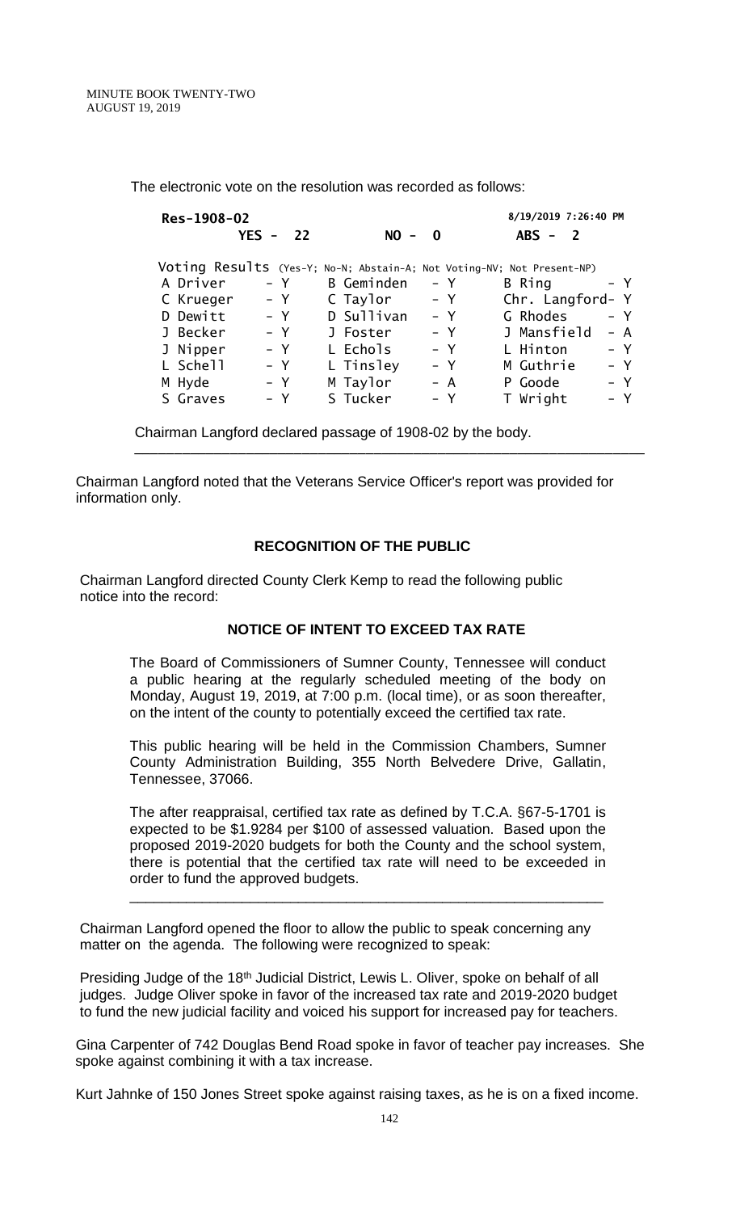The electronic vote on the resolution was recorded as follows:

**Res-1908-02** &nbsp;&nbsp;&nbsp;&nbsp; **8/19/2019 7:26:40 PM**

**YES - 22** &nbsp;&nbsp;&nbsp;&nbsp; **NO - 0** &nbsp;&nbsp;&nbsp;&nbsp; **ABS - 2**

Voting Results (Yes-Y; No-N; Abstain-A; Not Voting-NV; Not Present-NP)

| | | | | | |
|---|---|---|---|---|---|
| A Driver | - Y | B Geminden | - Y | B Ring | - Y |
| C Krueger | - Y | C Taylor | - Y | Chr. Langford | - Y |
| D Dewitt | - Y | D Sullivan | - Y | G Rhodes | - Y |
| J Becker | - Y | J Foster | - Y | J Mansfield | - A |
| J Nipper | - Y | L Echols | - Y | L Hinton | - Y |
| L Schell | - Y | L Tinsley | - Y | M Guthrie | - Y |
| M Hyde | - Y | M Taylor | - A | P Goode | - Y |
| S Graves | - Y | S Tucker | - Y | T Wright | - Y |

Chairman Langford declared passage of 1908-02 by the body.

---

Chairman Langford noted that the Veterans Service Officer's report was provided for information only.

**RECOGNITION OF THE PUBLIC**

Chairman Langford directed County Clerk Kemp to read the following public notice into the record:

**NOTICE OF INTENT TO EXCEED TAX RATE**

The Board of Commissioners of Sumner County, Tennessee will conduct a public hearing at the regularly scheduled meeting of the body on Monday, August 19, 2019, at 7:00 p.m. (local time), or as soon thereafter, on the intent of the county to potentially exceed the certified tax rate.

This public hearing will be held in the Commission Chambers, Sumner County Administration Building, 355 North Belvedere Drive, Gallatin, Tennessee, 37066.

The after reappraisal, certified tax rate as defined by T.C.A. §67-5-1701 is expected to be $1.9284 per $100 of assessed valuation. Based upon the proposed 2019-2020 budgets for both the County and the school system, there is potential that the certified tax rate will need to be exceeded in order to fund the approved budgets.

---

Chairman Langford opened the floor to allow the public to speak concerning any matter on the agenda. The following were recognized to speak:

Presiding Judge of the 18th Judicial District, Lewis L. Oliver, spoke on behalf of all judges. Judge Oliver spoke in favor of the increased tax rate and 2019-2020 budget to fund the new judicial facility and voiced his support for increased pay for teachers.

Gina Carpenter of 742 Douglas Bend Road spoke in favor of teacher pay increases. She spoke against combining it with a tax increase.

Kurt Jahnke of 150 Jones Street spoke against raising taxes, as he is on a fixed income.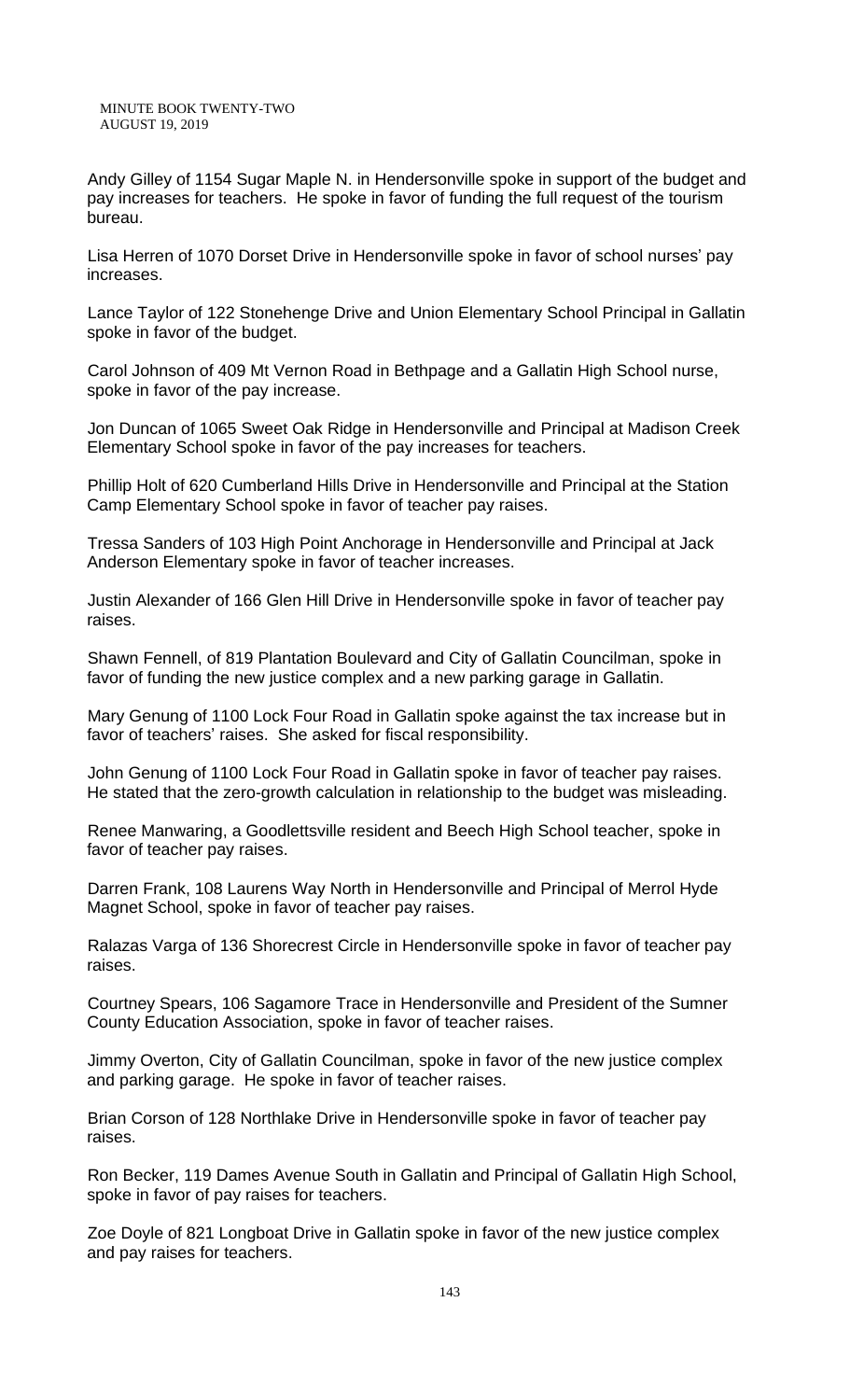Andy Gilley of 1154 Sugar Maple N. in Hendersonville spoke in support of the budget and pay increases for teachers. He spoke in favor of funding the full request of the tourism bureau.

Lisa Herren of 1070 Dorset Drive in Hendersonville spoke in favor of school nurses' pay increases.

Lance Taylor of 122 Stonehenge Drive and Union Elementary School Principal in Gallatin spoke in favor of the budget.

Carol Johnson of 409 Mt Vernon Road in Bethpage and a Gallatin High School nurse, spoke in favor of the pay increase.

Jon Duncan of 1065 Sweet Oak Ridge in Hendersonville and Principal at Madison Creek Elementary School spoke in favor of the pay increases for teachers.

Phillip Holt of 620 Cumberland Hills Drive in Hendersonville and Principal at the Station Camp Elementary School spoke in favor of teacher pay raises.

Tressa Sanders of 103 High Point Anchorage in Hendersonville and Principal at Jack Anderson Elementary spoke in favor of teacher increases.

Justin Alexander of 166 Glen Hill Drive in Hendersonville spoke in favor of teacher pay raises.

Shawn Fennell, of 819 Plantation Boulevard and City of Gallatin Councilman, spoke in favor of funding the new justice complex and a new parking garage in Gallatin.

Mary Genung of 1100 Lock Four Road in Gallatin spoke against the tax increase but in favor of teachers' raises. She asked for fiscal responsibility.

John Genung of 1100 Lock Four Road in Gallatin spoke in favor of teacher pay raises. He stated that the zero-growth calculation in relationship to the budget was misleading.

Renee Manwaring, a Goodlettsville resident and Beech High School teacher, spoke in favor of teacher pay raises.

Darren Frank, 108 Laurens Way North in Hendersonville and Principal of Merrol Hyde Magnet School, spoke in favor of teacher pay raises.

Ralazas Varga of 136 Shorecrest Circle in Hendersonville spoke in favor of teacher pay raises.

Courtney Spears, 106 Sagamore Trace in Hendersonville and President of the Sumner County Education Association, spoke in favor of teacher raises.

Jimmy Overton, City of Gallatin Councilman, spoke in favor of the new justice complex and parking garage. He spoke in favor of teacher raises.

Brian Corson of 128 Northlake Drive in Hendersonville spoke in favor of teacher pay raises.

Ron Becker, 119 Dames Avenue South in Gallatin and Principal of Gallatin High School, spoke in favor of pay raises for teachers.

Zoe Doyle of 821 Longboat Drive in Gallatin spoke in favor of the new justice complex and pay raises for teachers.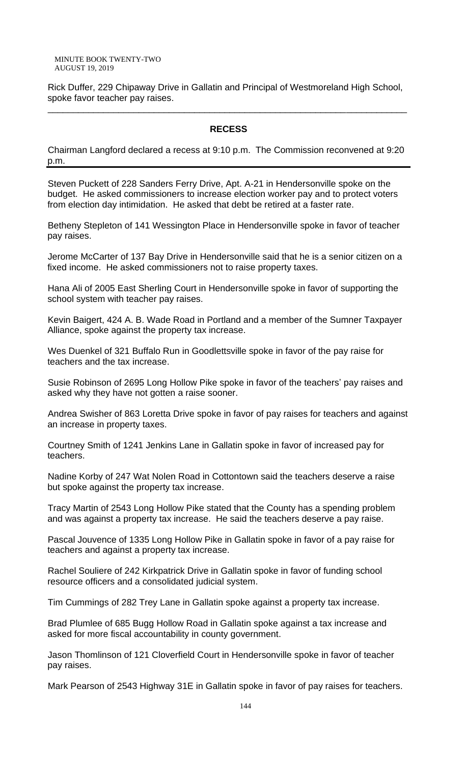Rick Duffer, 229 Chipaway Drive in Gallatin and Principal of Westmoreland High School, spoke favor teacher pay raises.

---

**RECESS**

Chairman Langford declared a recess at 9:10 p.m. The Commission reconvened at 9:20 p.m.

---

Steven Puckett of 228 Sanders Ferry Drive, Apt. A-21 in Hendersonville spoke on the budget. He asked commissioners to increase election worker pay and to protect voters from election day intimidation. He asked that debt be retired at a faster rate.

Betheny Stepleton of 141 Wessington Place in Hendersonville spoke in favor of teacher pay raises.

Jerome McCarter of 137 Bay Drive in Hendersonville said that he is a senior citizen on a fixed income. He asked commissioners not to raise property taxes.

Hana Ali of 2005 East Sherling Court in Hendersonville spoke in favor of supporting the school system with teacher pay raises.

Kevin Baigert, 424 A. B. Wade Road in Portland and a member of the Sumner Taxpayer Alliance, spoke against the property tax increase.

Wes Duenkel of 321 Buffalo Run in Goodlettsville spoke in favor of the pay raise for teachers and the tax increase.

Susie Robinson of 2695 Long Hollow Pike spoke in favor of the teachers' pay raises and asked why they have not gotten a raise sooner.

Andrea Swisher of 863 Loretta Drive spoke in favor of pay raises for teachers and against an increase in property taxes.

Courtney Smith of 1241 Jenkins Lane in Gallatin spoke in favor of increased pay for teachers.

Nadine Korby of 247 Wat Nolen Road in Cottontown said the teachers deserve a raise but spoke against the property tax increase.

Tracy Martin of 2543 Long Hollow Pike stated that the County has a spending problem and was against a property tax increase. He said the teachers deserve a pay raise.

Pascal Jouvence of 1335 Long Hollow Pike in Gallatin spoke in favor of a pay raise for teachers and against a property tax increase.

Rachel Souliere of 242 Kirkpatrick Drive in Gallatin spoke in favor of funding school resource officers and a consolidated judicial system.

Tim Cummings of 282 Trey Lane in Gallatin spoke against a property tax increase.

Brad Plumlee of 685 Bugg Hollow Road in Gallatin spoke against a tax increase and asked for more fiscal accountability in county government.

Jason Thomlinson of 121 Cloverfield Court in Hendersonville spoke in favor of teacher pay raises.

Mark Pearson of 2543 Highway 31E in Gallatin spoke in favor of pay raises for teachers.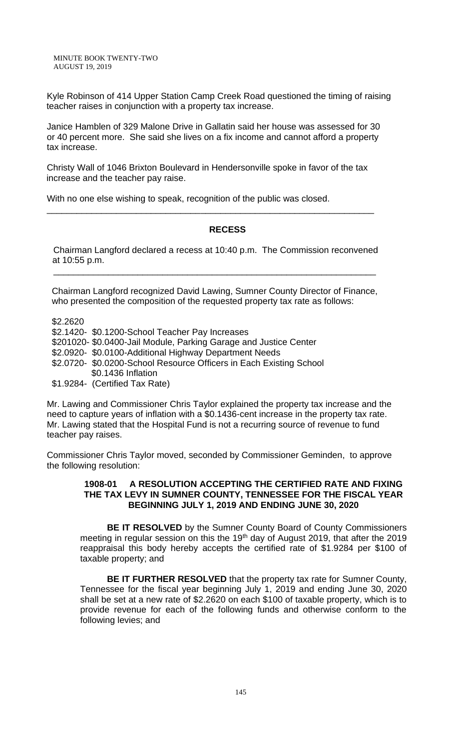Kyle Robinson of 414 Upper Station Camp Creek Road questioned the timing of raising teacher raises in conjunction with a property tax increase.

Janice Hamblen of 329 Malone Drive in Gallatin said her house was assessed for 30 or 40 percent more. She said she lives on a fix income and cannot afford a property tax increase.

Christy Wall of 1046 Brixton Boulevard in Hendersonville spoke in favor of the tax increase and the teacher pay raise.

With no one else wishing to speak, recognition of the public was closed.

---

## RECESS

Chairman Langford declared a recess at 10:40 p.m. The Commission reconvened at 10:55 p.m.

---

Chairman Langford recognized David Lawing, Sumner County Director of Finance, who presented the composition of the requested property tax rate as follows:

$2.2620
$2.1420- $0.1200-School Teacher Pay Increases
$201020- $0.0400-Jail Module, Parking Garage and Justice Center
$2.0920- $0.0100-Additional Highway Department Needs
$2.0720- $0.0200-School Resource Officers in Each Existing School
$0.1436 Inflation
$1.9284- (Certified Tax Rate)

Mr. Lawing and Commissioner Chris Taylor explained the property tax increase and the need to capture years of inflation with a $0.1436-cent increase in the property tax rate. Mr. Lawing stated that the Hospital Fund is not a recurring source of revenue to fund teacher pay raises.

Commissioner Chris Taylor moved, seconded by Commissioner Geminden, to approve the following resolution:

**1908-01 A RESOLUTION ACCEPTING THE CERTIFIED RATE AND FIXING THE TAX LEVY IN SUMNER COUNTY, TENNESSEE FOR THE FISCAL YEAR BEGINNING JULY 1, 2019 AND ENDING JUNE 30, 2020**

**BE IT RESOLVED** by the Sumner County Board of County Commissioners meeting in regular session on this the 19th day of August 2019, that after the 2019 reappraisal this body hereby accepts the certified rate of $1.9284 per $100 of taxable property; and

**BE IT FURTHER RESOLVED** that the property tax rate for Sumner County, Tennessee for the fiscal year beginning July 1, 2019 and ending June 30, 2020 shall be set at a new rate of $2.2620 on each $100 of taxable property, which is to provide revenue for each of the following funds and otherwise conform to the following levies; and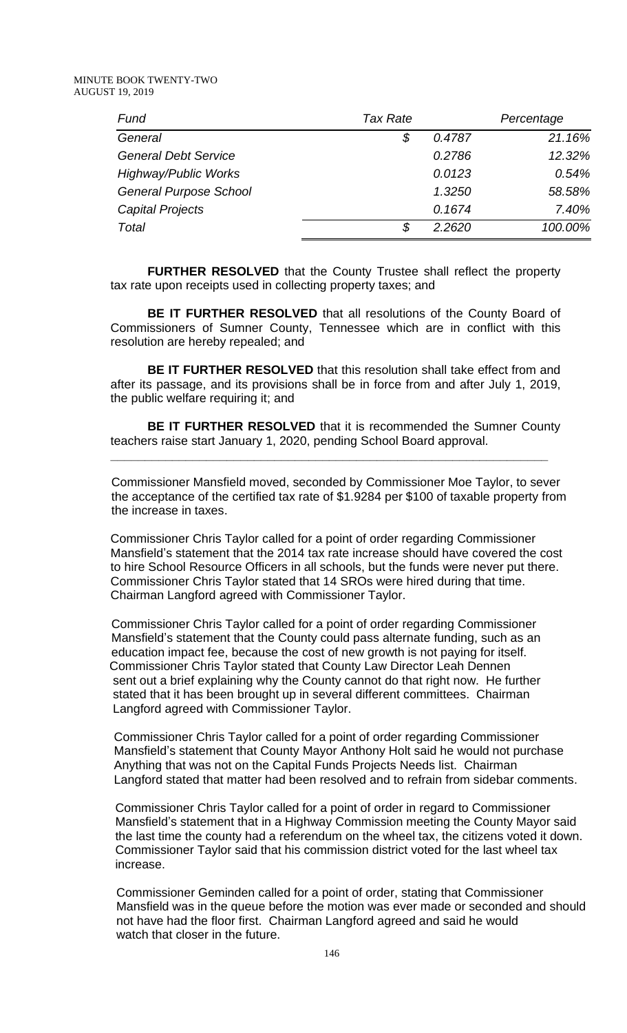| *Fund* | *Tax Rate* | | *Percentage* |
|---|---|---|---|
| *General* | *$* | *0.4787* | *21.16%* |
| *General Debt Service* | | *0.2786* | *12.32%* |
| *Highway/Public Works* | | *0.0123* | *0.54%* |
| *General Purpose School* | | *1.3250* | *58.58%* |
| *Capital Projects* | | *0.1674* | *7.40%* |
| *Total* | *$* | *2.2620* | *100.00%* |

**FURTHER RESOLVED** that the County Trustee shall reflect the property tax rate upon receipts used in collecting property taxes; and

**BE IT FURTHER RESOLVED** that all resolutions of the County Board of Commissioners of Sumner County, Tennessee which are in conflict with this resolution are hereby repealed; and

**BE IT FURTHER RESOLVED** that this resolution shall take effect from and after its passage, and its provisions shall be in force from and after July 1, 2019, the public welfare requiring it; and

**BE IT FURTHER RESOLVED** that it is recommended the Sumner County teachers raise start January 1, 2020, pending School Board approval.

---

Commissioner Mansfield moved, seconded by Commissioner Moe Taylor, to sever the acceptance of the certified tax rate of $1.9284 per $100 of taxable property from the increase in taxes.

Commissioner Chris Taylor called for a point of order regarding Commissioner Mansfield's statement that the 2014 tax rate increase should have covered the cost to hire School Resource Officers in all schools, but the funds were never put there. Commissioner Chris Taylor stated that 14 SROs were hired during that time. Chairman Langford agreed with Commissioner Taylor.

Commissioner Chris Taylor called for a point of order regarding Commissioner Mansfield's statement that the County could pass alternate funding, such as an education impact fee, because the cost of new growth is not paying for itself. Commissioner Chris Taylor stated that County Law Director Leah Dennen sent out a brief explaining why the County cannot do that right now. He further stated that it has been brought up in several different committees. Chairman Langford agreed with Commissioner Taylor.

Commissioner Chris Taylor called for a point of order regarding Commissioner Mansfield's statement that County Mayor Anthony Holt said he would not purchase Anything that was not on the Capital Funds Projects Needs list. Chairman Langford stated that matter had been resolved and to refrain from sidebar comments.

Commissioner Chris Taylor called for a point of order in regard to Commissioner Mansfield's statement that in a Highway Commission meeting the County Mayor said the last time the county had a referendum on the wheel tax, the citizens voted it down. Commissioner Taylor said that his commission district voted for the last wheel tax increase.

Commissioner Geminden called for a point of order, stating that Commissioner Mansfield was in the queue before the motion was ever made or seconded and should not have had the floor first. Chairman Langford agreed and said he would watch that closer in the future.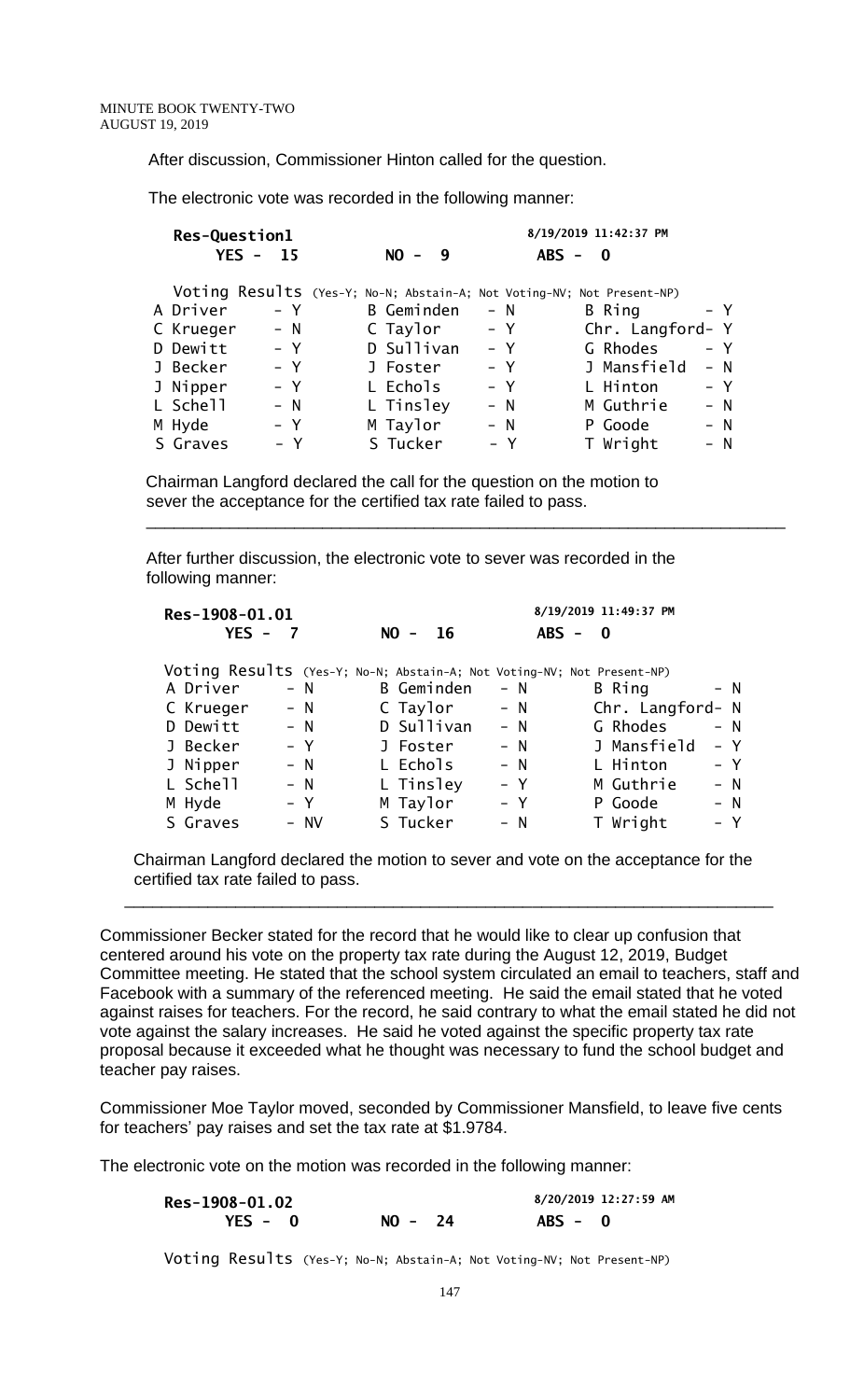After discussion, Commissioner Hinton called for the question.

The electronic vote was recorded in the following manner:

**Res-Question1** — 8/19/2019 11:42:37 PM

**YES - 15 NO - 9 ABS - 0**

Voting Results (Yes-Y; No-N; Abstain-A; Not Voting-NV; Not Present-NP)

| | | | | | |
|---|---|---|---|---|---|
| A Driver | - Y | B Geminden | - N | B Ring | - Y |
| C Krueger | - N | C Taylor | - Y | Chr. Langford | - Y |
| D Dewitt | - Y | D Sullivan | - Y | G Rhodes | - Y |
| J Becker | - Y | J Foster | - Y | J Mansfield | - N |
| J Nipper | - Y | L Echols | - Y | L Hinton | - Y |
| L Schell | - N | L Tinsley | - N | M Guthrie | - N |
| M Hyde | - Y | M Taylor | - N | P Goode | - N |
| S Graves | - Y | S Tucker | - Y | T Wright | - N |

Chairman Langford declared the call for the question on the motion to sever the acceptance for the certified tax rate failed to pass.

---

After further discussion, the electronic vote to sever was recorded in the following manner:

**Res-1908-01.01** — 8/19/2019 11:49:37 PM

**YES - 7 NO - 16 ABS - 0**

Voting Results (Yes-Y; No-N; Abstain-A; Not Voting-NV; Not Present-NP)

| | | | | | |
|---|---|---|---|---|---|
| A Driver | - N | B Geminden | - N | B Ring | - N |
| C Krueger | - N | C Taylor | - N | Chr. Langford | - N |
| D Dewitt | - N | D Sullivan | - N | G Rhodes | - N |
| J Becker | - Y | J Foster | - N | J Mansfield | - Y |
| J Nipper | - N | L Echols | - N | L Hinton | - Y |
| L Schell | - N | L Tinsley | - Y | M Guthrie | - N |
| M Hyde | - Y | M Taylor | - Y | P Goode | - N |
| S Graves | - NV | S Tucker | - N | T Wright | - Y |

Chairman Langford declared the motion to sever and vote on the acceptance for the certified tax rate failed to pass.

---

Commissioner Becker stated for the record that he would like to clear up confusion that centered around his vote on the property tax rate during the August 12, 2019, Budget Committee meeting. He stated that the school system circulated an email to teachers, staff and Facebook with a summary of the referenced meeting. He said the email stated that he voted against raises for teachers. For the record, he said contrary to what the email stated he did not vote against the salary increases. He said he voted against the specific property tax rate proposal because it exceeded what he thought was necessary to fund the school budget and teacher pay raises.

Commissioner Moe Taylor moved, seconded by Commissioner Mansfield, to leave five cents for teachers' pay raises and set the tax rate at $1.9784.

The electronic vote on the motion was recorded in the following manner:

**Res-1908-01.02** — 8/20/2019 12:27:59 AM

**YES - 0 NO - 24 ABS - 0**

Voting Results (Yes-Y; No-N; Abstain-A; Not Voting-NV; Not Present-NP)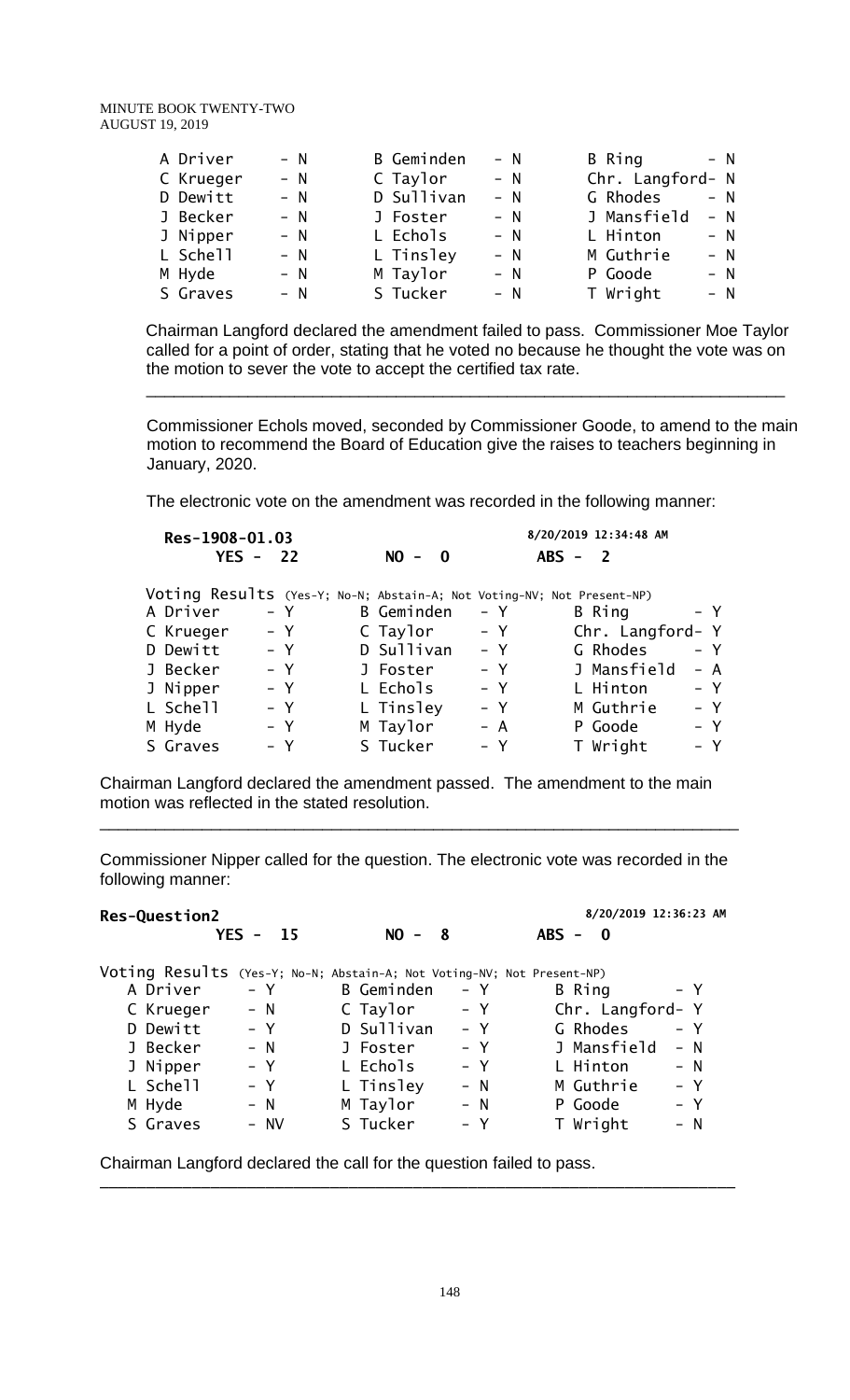| | | | | | |
|---|---|---|---|---|---|
| A Driver | - N | B Geminden | - N | B Ring | - N |
| C Krueger | - N | C Taylor | - N | Chr. Langford | - N |
| D Dewitt | - N | D Sullivan | - N | G Rhodes | - N |
| J Becker | - N | J Foster | - N | J Mansfield | - N |
| J Nipper | - N | L Echols | - N | L Hinton | - N |
| L Schell | - N | L Tinsley | - N | M Guthrie | - N |
| M Hyde | - N | M Taylor | - N | P Goode | - N |
| S Graves | - N | S Tucker | - N | T Wright | - N |

Chairman Langford declared the amendment failed to pass. Commissioner Moe Taylor called for a point of order, stating that he voted no because he thought the vote was on the motion to sever the vote to accept the certified tax rate.

---

Commissioner Echols moved, seconded by Commissioner Goode, to amend to the main motion to recommend the Board of Education give the raises to teachers beginning in January, 2020.

The electronic vote on the amendment was recorded in the following manner:

**Res-1908-01.03** — 8/20/2019 12:34:48 AM

**YES - 22 NO - 0 ABS - 2**

Voting Results (Yes-Y; No-N; Abstain-A; Not Voting-NV; Not Present-NP)

| | | | | | |
|---|---|---|---|---|---|
| A Driver | - Y | B Geminden | - Y | B Ring | - Y |
| C Krueger | - Y | C Taylor | - Y | Chr. Langford | - Y |
| D Dewitt | - Y | D Sullivan | - Y | G Rhodes | - Y |
| J Becker | - Y | J Foster | - Y | J Mansfield | - A |
| J Nipper | - Y | L Echols | - Y | L Hinton | - Y |
| L Schell | - Y | L Tinsley | - Y | M Guthrie | - Y |
| M Hyde | - Y | M Taylor | - A | P Goode | - Y |
| S Graves | - Y | S Tucker | - Y | T Wright | - Y |

Chairman Langford declared the amendment passed. The amendment to the main motion was reflected in the stated resolution.

---

Commissioner Nipper called for the question. The electronic vote was recorded in the following manner:

**Res-Question2** — 8/20/2019 12:36:23 AM

**YES - 15 NO - 8 ABS - 0**

Voting Results (Yes-Y; No-N; Abstain-A; Not Voting-NV; Not Present-NP)

| | | | | | |
|---|---|---|---|---|---|
| A Driver | - Y | B Geminden | - Y | B Ring | - Y |
| C Krueger | - N | C Taylor | - Y | Chr. Langford | - Y |
| D Dewitt | - Y | D Sullivan | - Y | G Rhodes | - Y |
| J Becker | - N | J Foster | - Y | J Mansfield | - N |
| J Nipper | - Y | L Echols | - Y | L Hinton | - N |
| L Schell | - Y | L Tinsley | - N | M Guthrie | - Y |
| M Hyde | - N | M Taylor | - N | P Goode | - Y |
| S Graves | - NV | S Tucker | - Y | T Wright | - N |

Chairman Langford declared the call for the question failed to pass.

---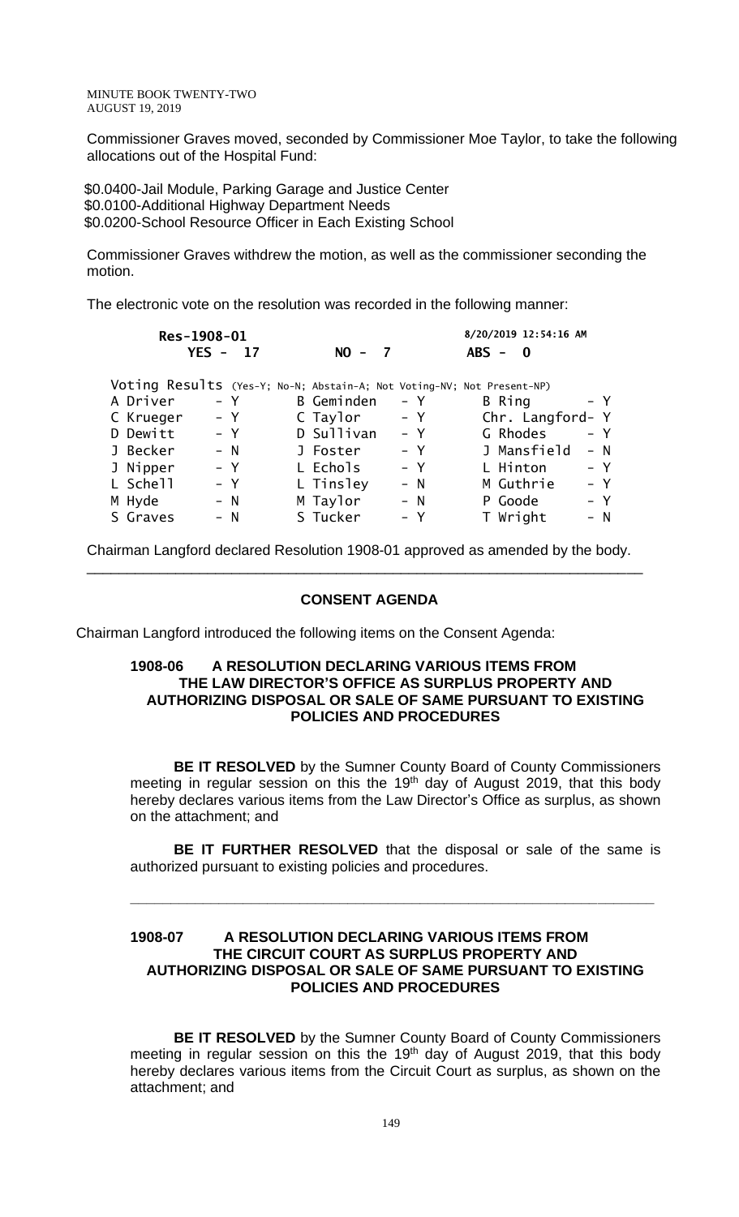Commissioner Graves moved, seconded by Commissioner Moe Taylor, to take the following allocations out of the Hospital Fund:

$0.0400-Jail Module, Parking Garage and Justice Center
$0.0100-Additional Highway Department Needs
$0.0200-School Resource Officer in Each Existing School

Commissioner Graves withdrew the motion, as well as the commissioner seconding the motion.

The electronic vote on the resolution was recorded in the following manner:

```
Res-1908-01                                        8/20/2019 12:54:16 AM
     YES - 17            NO - 7                    ABS - 0

Voting Results (Yes-Y; No-N; Abstain-A; Not Voting-NV; Not Present-NP)
A Driver    - Y     B Geminden   - Y     B Ring          - Y
C Krueger   - Y     C Taylor     - Y     Chr. Langford- Y
D Dewitt    - Y     D Sullivan   - Y     G Rhodes        - Y
J Becker    - N     J Foster     - Y     J Mansfield     - N
J Nipper    - Y     L Echols     - Y     L Hinton        - Y
L Schell    - Y     L Tinsley    - N     M Guthrie       - Y
M Hyde      - N     M Taylor     - N     P Goode         - Y
S Graves    - N     S Tucker     - Y     T Wright        - N
```

Chairman Langford declared Resolution 1908-01 approved as amended by the body.

---

## CONSENT AGENDA

Chairman Langford introduced the following items on the Consent Agenda:

### 1908-06 A RESOLUTION DECLARING VARIOUS ITEMS FROM THE LAW DIRECTOR'S OFFICE AS SURPLUS PROPERTY AND AUTHORIZING DISPOSAL OR SALE OF SAME PURSUANT TO EXISTING POLICIES AND PROCEDURES

**BE IT RESOLVED** by the Sumner County Board of County Commissioners meeting in regular session on this the 19th day of August 2019, that this body hereby declares various items from the Law Director's Office as surplus, as shown on the attachment; and

**BE IT FURTHER RESOLVED** that the disposal or sale of the same is authorized pursuant to existing policies and procedures.

---

### 1908-07 A RESOLUTION DECLARING VARIOUS ITEMS FROM THE CIRCUIT COURT AS SURPLUS PROPERTY AND AUTHORIZING DISPOSAL OR SALE OF SAME PURSUANT TO EXISTING POLICIES AND PROCEDURES

**BE IT RESOLVED** by the Sumner County Board of County Commissioners meeting in regular session on this the 19th day of August 2019, that this body hereby declares various items from the Circuit Court as surplus, as shown on the attachment; and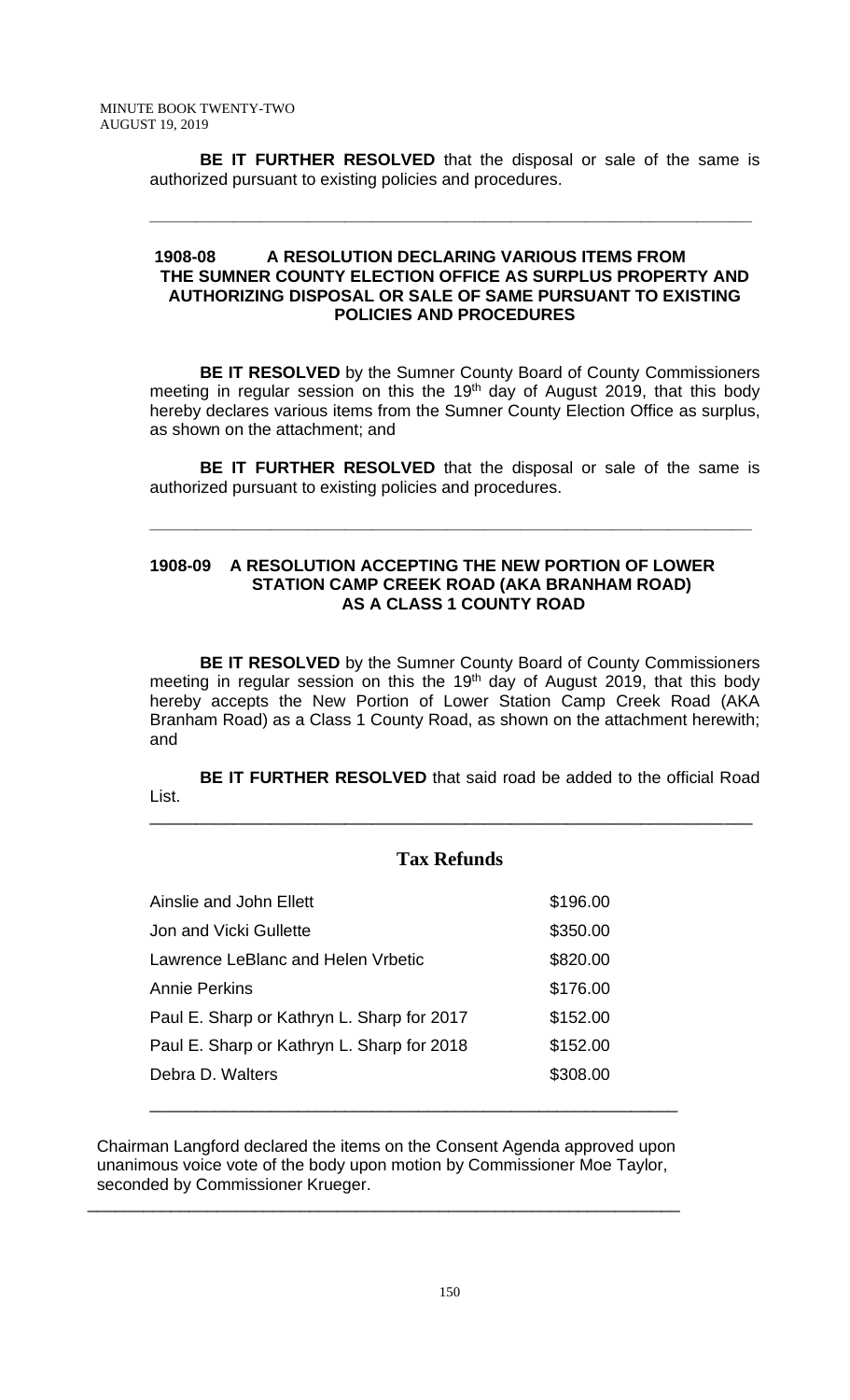**BE IT FURTHER RESOLVED** that the disposal or sale of the same is authorized pursuant to existing policies and procedures.

---

**1908-08 A RESOLUTION DECLARING VARIOUS ITEMS FROM THE SUMNER COUNTY ELECTION OFFICE AS SURPLUS PROPERTY AND AUTHORIZING DISPOSAL OR SALE OF SAME PURSUANT TO EXISTING POLICIES AND PROCEDURES**

**BE IT RESOLVED** by the Sumner County Board of County Commissioners meeting in regular session on this the 19th day of August 2019, that this body hereby declares various items from the Sumner County Election Office as surplus, as shown on the attachment; and

**BE IT FURTHER RESOLVED** that the disposal or sale of the same is authorized pursuant to existing policies and procedures.

---

**1908-09 A RESOLUTION ACCEPTING THE NEW PORTION OF LOWER STATION CAMP CREEK ROAD (AKA BRANHAM ROAD) AS A CLASS 1 COUNTY ROAD**

**BE IT RESOLVED** by the Sumner County Board of County Commissioners meeting in regular session on this the 19th day of August 2019, that this body hereby accepts the New Portion of Lower Station Camp Creek Road (AKA Branham Road) as a Class 1 County Road, as shown on the attachment herewith; and

**BE IT FURTHER RESOLVED** that said road be added to the official Road List.

---

## Tax Refunds

| | |
|---|---|
| Ainslie and John Ellett | $196.00 |
| Jon and Vicki Gullette | $350.00 |
| Lawrence LeBlanc and Helen Vrbetic | $820.00 |
| Annie Perkins | $176.00 |
| Paul E. Sharp or Kathryn L. Sharp for 2017 | $152.00 |
| Paul E. Sharp or Kathryn L. Sharp for 2018 | $152.00 |
| Debra D. Walters | $308.00 |

---

Chairman Langford declared the items on the Consent Agenda approved upon unanimous voice vote of the body upon motion by Commissioner Moe Taylor, seconded by Commissioner Krueger.

---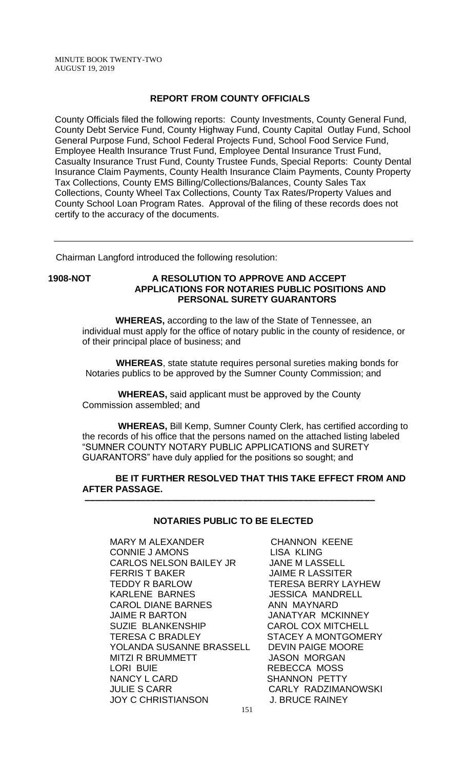## REPORT FROM COUNTY OFFICIALS

County Officials filed the following reports: County Investments, County General Fund, County Debt Service Fund, County Highway Fund, County Capital Outlay Fund, School General Purpose Fund, School Federal Projects Fund, School Food Service Fund, Employee Health Insurance Trust Fund, Employee Dental Insurance Trust Fund, Casualty Insurance Trust Fund, County Trustee Funds, Special Reports: County Dental Insurance Claim Payments, County Health Insurance Claim Payments, County Property Tax Collections, County EMS Billing/Collections/Balances, County Sales Tax Collections, County Wheel Tax Collections, County Tax Rates/Property Values and County School Loan Program Rates. Approval of the filing of these records does not certify to the accuracy of the documents.

---

Chairman Langford introduced the following resolution:

**1908-NOT** **A RESOLUTION TO APPROVE AND ACCEPT APPLICATIONS FOR NOTARIES PUBLIC POSITIONS AND PERSONAL SURETY GUARANTORS**

**WHEREAS,** according to the law of the State of Tennessee, an individual must apply for the office of notary public in the county of residence, or of their principal place of business; and

**WHEREAS**, state statute requires personal sureties making bonds for Notaries publics to be approved by the Sumner County Commission; and

**WHEREAS,** said applicant must be approved by the County Commission assembled; and

**WHEREAS,** Bill Kemp, Sumner County Clerk, has certified according to the records of his office that the persons named on the attached listing labeled "SUMNER COUNTY NOTARY PUBLIC APPLICATIONS and SURETY GUARANTORS" have duly applied for the positions so sought; and

**BE IT FURTHER RESOLVED THAT THIS TAKE EFFECT FROM AND AFTER PASSAGE.**

---

### NOTARIES PUBLIC TO BE ELECTED

MARY M ALEXANDER
CONNIE J AMONS
CARLOS NELSON BAILEY JR
FERRIS T BAKER
TEDDY R BARLOW
KARLENE BARNES
CAROL DIANE BARNES
JAIME R BARTON
SUZIE BLANKENSHIP
TERESA C BRADLEY
YOLANDA SUSANNE BRASSELL
MITZI R BRUMMETT
LORI BUIE
NANCY L CARD
JULIE S CARR
JOY C CHRISTIANSON
CHANNON KEENE
LISA KLING
JANE M LASSELL
JAIME R LASSITER
TERESA BERRY LAYHEW
JESSICA MANDRELL
ANN MAYNARD
JANATYAR MCKINNEY
CAROL COX MITCHELL
STACEY A MONTGOMERY
DEVIN PAIGE MOORE
JASON MORGAN
REBECCA MOSS
SHANNON PETTY
CARLY RADZIMANOWSKI
J. BRUCE RAINEY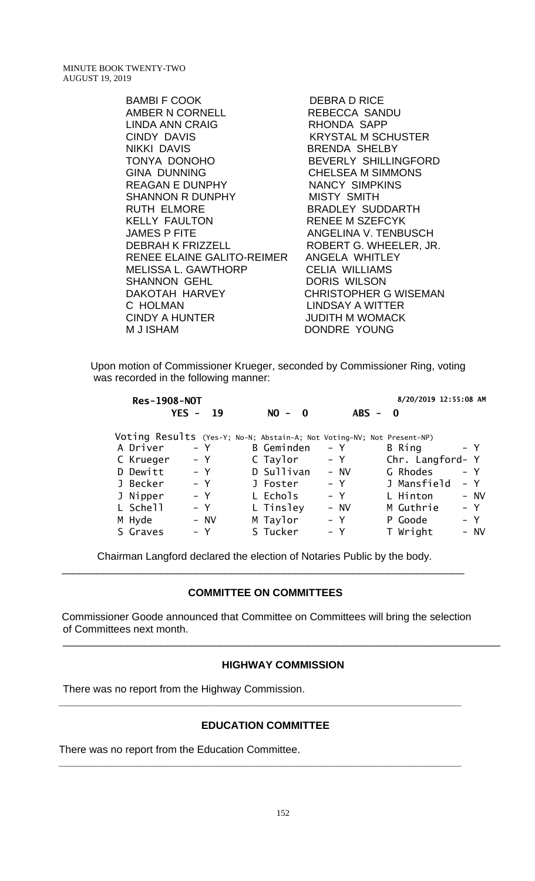| | |
|---|---|
| BAMBI F COOK | DEBRA D RICE |
| AMBER N CORNELL | REBECCA SANDU |
| LINDA ANN CRAIG | RHONDA SAPP |
| CINDY DAVIS | KRYSTAL M SCHUSTER |
| NIKKI DAVIS | BRENDA SHELBY |
| TONYA DONOHO | BEVERLY SHILLINGFORD |
| GINA DUNNING | CHELSEA M SIMMONS |
| REAGAN E DUNPHY | NANCY SIMPKINS |
| SHANNON R DUNPHY | MISTY SMITH |
| RUTH ELMORE | BRADLEY SUDDARTH |
| KELLY FAULTON | RENEE M SZEFCYK |
| JAMES P FITE | ANGELINA V. TENBUSCH |
| DEBRAH K FRIZZELL | ROBERT G. WHEELER, JR. |
| RENEE ELAINE GALITO-REIMER | ANGELA WHITLEY |
| MELISSA L. GAWTHORP | CELIA WILLIAMS |
| SHANNON GEHL | DORIS WILSON |
| DAKOTAH HARVEY | CHRISTOPHER G WISEMAN |
| C HOLMAN | LINDSAY A WITTER |
| CINDY A HUNTER | JUDITH M WOMACK |
| M J ISHAM | DONDRE YOUNG |

Upon motion of Commissioner Krueger, seconded by Commissioner Ring, voting was recorded in the following manner:

**Res-1908-NOT** 8/20/2019 12:55:08 AM

**YES - 19 NO - 0 ABS - 0**

Voting Results (Yes-Y; No-N; Abstain-A; Not Voting-NV; Not Present-NP)

| | | | | | |
|---|---|---|---|---|---|
| A Driver | - Y | B Geminden | - Y | B Ring | - Y |
| C Krueger | - Y | C Taylor | - Y | Chr. Langford | - Y |
| D Dewitt | - Y | D Sullivan | - NV | G Rhodes | - Y |
| J Becker | - Y | J Foster | - Y | J Mansfield | - Y |
| J Nipper | - Y | L Echols | - Y | L Hinton | - NV |
| L Schell | - Y | L Tinsley | - NV | M Guthrie | - Y |
| M Hyde | - NV | M Taylor | - Y | P Goode | - Y |
| S Graves | - Y | S Tucker | - Y | T Wright | - NV |

Chairman Langford declared the election of Notaries Public by the body.

---

### COMMITTEE ON COMMITTEES

Commissioner Goode announced that Committee on Committees will bring the selection of Committees next month.

---

### HIGHWAY COMMISSION

There was no report from the Highway Commission.

---

### EDUCATION COMMITTEE

There was no report from the Education Committee.

---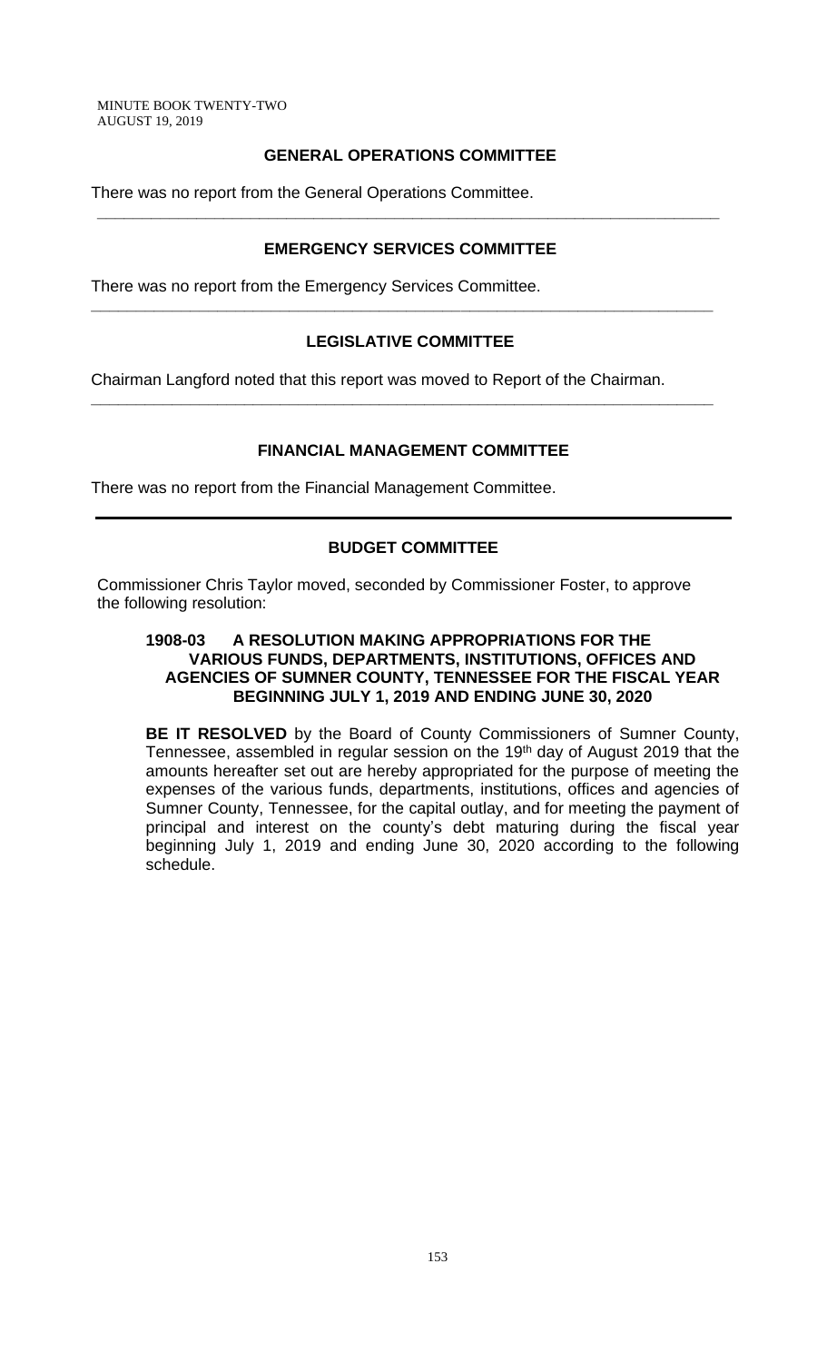## GENERAL OPERATIONS COMMITTEE

There was no report from the General Operations Committee.

---

## EMERGENCY SERVICES COMMITTEE

There was no report from the Emergency Services Committee.

---

## LEGISLATIVE COMMITTEE

Chairman Langford noted that this report was moved to Report of the Chairman.

---

## FINANCIAL MANAGEMENT COMMITTEE

There was no report from the Financial Management Committee.

---

## BUDGET COMMITTEE

Commissioner Chris Taylor moved, seconded by Commissioner Foster, to approve the following resolution:

### 1908-03 A RESOLUTION MAKING APPROPRIATIONS FOR THE VARIOUS FUNDS, DEPARTMENTS, INSTITUTIONS, OFFICES AND AGENCIES OF SUMNER COUNTY, TENNESSEE FOR THE FISCAL YEAR BEGINNING JULY 1, 2019 AND ENDING JUNE 30, 2020

**BE IT RESOLVED** by the Board of County Commissioners of Sumner County, Tennessee, assembled in regular session on the 19th day of August 2019 that the amounts hereafter set out are hereby appropriated for the purpose of meeting the expenses of the various funds, departments, institutions, offices and agencies of Sumner County, Tennessee, for the capital outlay, and for meeting the payment of principal and interest on the county's debt maturing during the fiscal year beginning July 1, 2019 and ending June 30, 2020 according to the following schedule.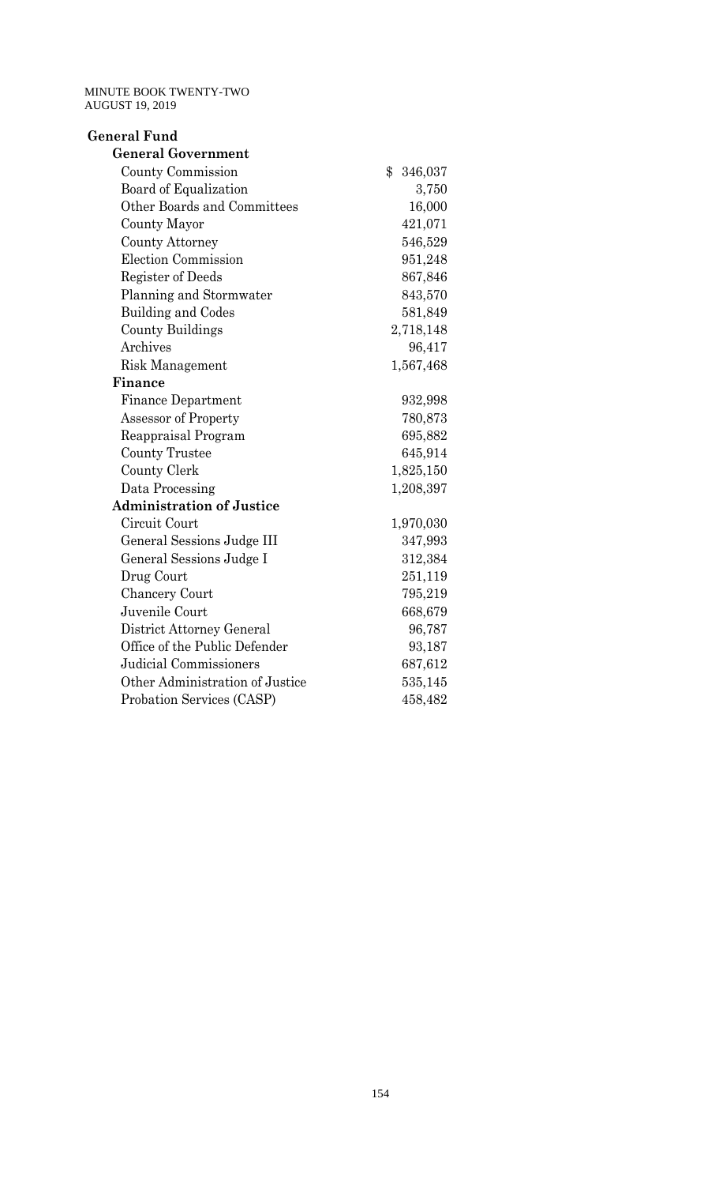**General Fund**

| | |
|---|---|
| **General Government** | |
| County Commission | $ 346,037 |
| Board of Equalization | 3,750 |
| Other Boards and Committees | 16,000 |
| County Mayor | 421,071 |
| County Attorney | 546,529 |
| Election Commission | 951,248 |
| Register of Deeds | 867,846 |
| Planning and Stormwater | 843,570 |
| Building and Codes | 581,849 |
| County Buildings | 2,718,148 |
| Archives | 96,417 |
| Risk Management | 1,567,468 |
| **Finance** | |
| Finance Department | 932,998 |
| Assessor of Property | 780,873 |
| Reappraisal Program | 695,882 |
| County Trustee | 645,914 |
| County Clerk | 1,825,150 |
| Data Processing | 1,208,397 |
| **Administration of Justice** | |
| Circuit Court | 1,970,030 |
| General Sessions Judge III | 347,993 |
| General Sessions Judge I | 312,384 |
| Drug Court | 251,119 |
| Chancery Court | 795,219 |
| Juvenile Court | 668,679 |
| District Attorney General | 96,787 |
| Office of the Public Defender | 93,187 |
| Judicial Commissioners | 687,612 |
| Other Administration of Justice | 535,145 |
| Probation Services (CASP) | 458,482 |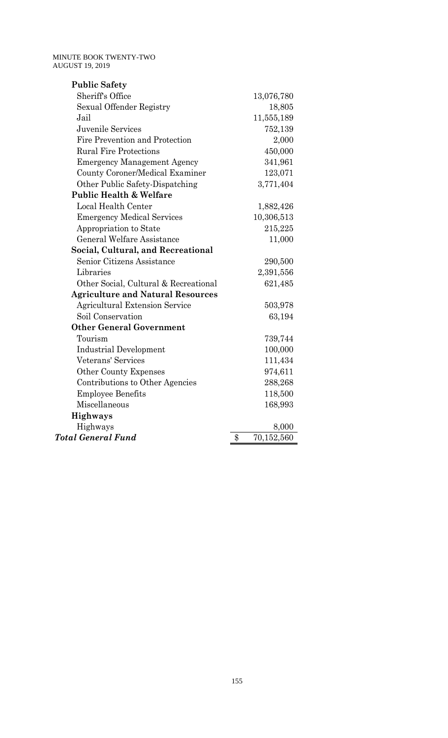| | |
|---|---|
| **Public Safety** | |
| Sheriff's Office | 13,076,780 |
| Sexual Offender Registry | 18,805 |
| Jail | 11,555,189 |
| Juvenile Services | 752,139 |
| Fire Prevention and Protection | 2,000 |
| Rural Fire Protections | 450,000 |
| Emergency Management Agency | 341,961 |
| County Coroner/Medical Examiner | 123,071 |
| Other Public Safety-Dispatching | 3,771,404 |
| **Public Health & Welfare** | |
| Local Health Center | 1,882,426 |
| Emergency Medical Services | 10,306,513 |
| Appropriation to State | 215,225 |
| General Welfare Assistance | 11,000 |
| **Social, Cultural, and Recreational** | |
| Senior Citizens Assistance | 290,500 |
| Libraries | 2,391,556 |
| Other Social, Cultural & Recreational | 621,485 |
| **Agriculture and Natural Resources** | |
| Agricultural Extension Service | 503,978 |
| Soil Conservation | 63,194 |
| **Other General Government** | |
| Tourism | 739,744 |
| Industrial Development | 100,000 |
| Veterans' Services | 111,434 |
| Other County Expenses | 974,611 |
| Contributions to Other Agencies | 288,268 |
| Employee Benefits | 118,500 |
| Miscellaneous | 168,993 |
| **Highways** | |
| Highways | 8,000 |
| ***Total General Fund*** | $ 70,152,560 |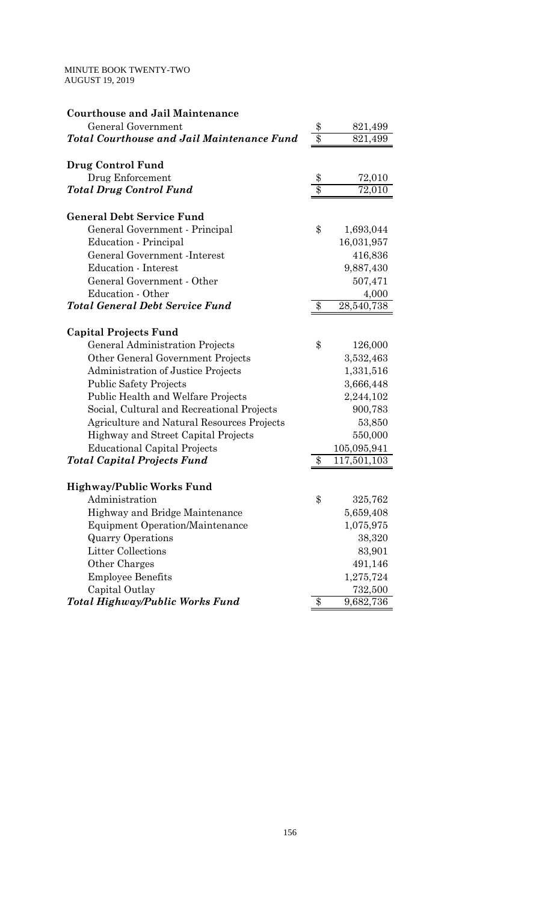| **Courthouse and Jail Maintenance** | |
|---|---|
| General Government | $ 821,499 |
| ***Total Courthouse and Jail Maintenance Fund*** | $ 821,499 |
| | |
| **Drug Control Fund** | |
| Drug Enforcement | $ 72,010 |
| ***Total Drug Control Fund*** | $ 72,010 |
| | |
| **General Debt Service Fund** | |
| General Government - Principal | $ 1,693,044 |
| Education - Principal | 16,031,957 |
| General Government -Interest | 416,836 |
| Education - Interest | 9,887,430 |
| General Government - Other | 507,471 |
| Education - Other | 4,000 |
| ***Total General Debt Service Fund*** | $ 28,540,738 |
| | |
| **Capital Projects Fund** | |
| General Administration Projects | $ 126,000 |
| Other General Government Projects | 3,532,463 |
| Administration of Justice Projects | 1,331,516 |
| Public Safety Projects | 3,666,448 |
| Public Health and Welfare Projects | 2,244,102 |
| Social, Cultural and Recreational Projects | 900,783 |
| Agriculture and Natural Resources Projects | 53,850 |
| Highway and Street Capital Projects | 550,000 |
| Educational Capital Projects | 105,095,941 |
| ***Total Capital Projects Fund*** | $ 117,501,103 |
| | |
| **Highway/Public Works Fund** | |
| Administration | $ 325,762 |
| Highway and Bridge Maintenance | 5,659,408 |
| Equipment Operation/Maintenance | 1,075,975 |
| Quarry Operations | 38,320 |
| Litter Collections | 83,901 |
| Other Charges | 491,146 |
| Employee Benefits | 1,275,724 |
| Capital Outlay | 732,500 |
| ***Total Highway/Public Works Fund*** | $ 9,682,736 |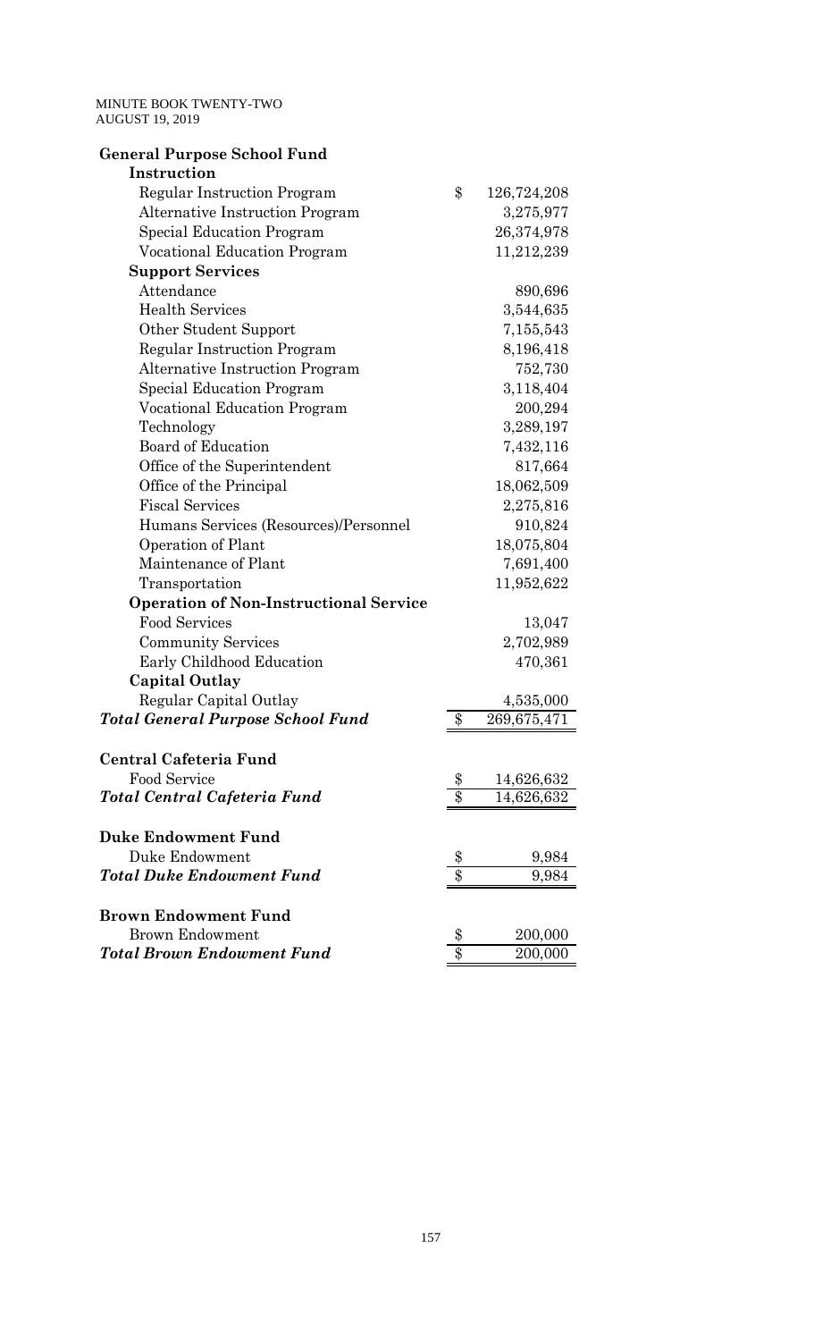| **General Purpose School Fund** | |
|---|---|
| **Instruction** | |
| Regular Instruction Program | $ 126,724,208 |
| Alternative Instruction Program | 3,275,977 |
| Special Education Program | 26,374,978 |
| Vocational Education Program | 11,212,239 |
| **Support Services** | |
| Attendance | 890,696 |
| Health Services | 3,544,635 |
| Other Student Support | 7,155,543 |
| Regular Instruction Program | 8,196,418 |
| Alternative Instruction Program | 752,730 |
| Special Education Program | 3,118,404 |
| Vocational Education Program | 200,294 |
| Technology | 3,289,197 |
| Board of Education | 7,432,116 |
| Office of the Superintendent | 817,664 |
| Office of the Principal | 18,062,509 |
| Fiscal Services | 2,275,816 |
| Humans Services (Resources)/Personnel | 910,824 |
| Operation of Plant | 18,075,804 |
| Maintenance of Plant | 7,691,400 |
| Transportation | 11,952,622 |
| **Operation of Non-Instructional Service** | |
| Food Services | 13,047 |
| Community Services | 2,702,989 |
| Early Childhood Education | 470,361 |
| **Capital Outlay** | |
| Regular Capital Outlay | 4,535,000 |
| ***Total General Purpose School Fund*** | $ 269,675,471 |

| **Central Cafeteria Fund** | |
|---|---|
| Food Service | $ 14,626,632 |
| ***Total Central Cafeteria Fund*** | $ 14,626,632 |

| **Duke Endowment Fund** | |
|---|---|
| Duke Endowment | $ 9,984 |
| ***Total Duke Endowment Fund*** | $ 9,984 |

| **Brown Endowment Fund** | |
|---|---|
| Brown Endowment | $ 200,000 |
| ***Total Brown Endowment Fund*** | $ 200,000 |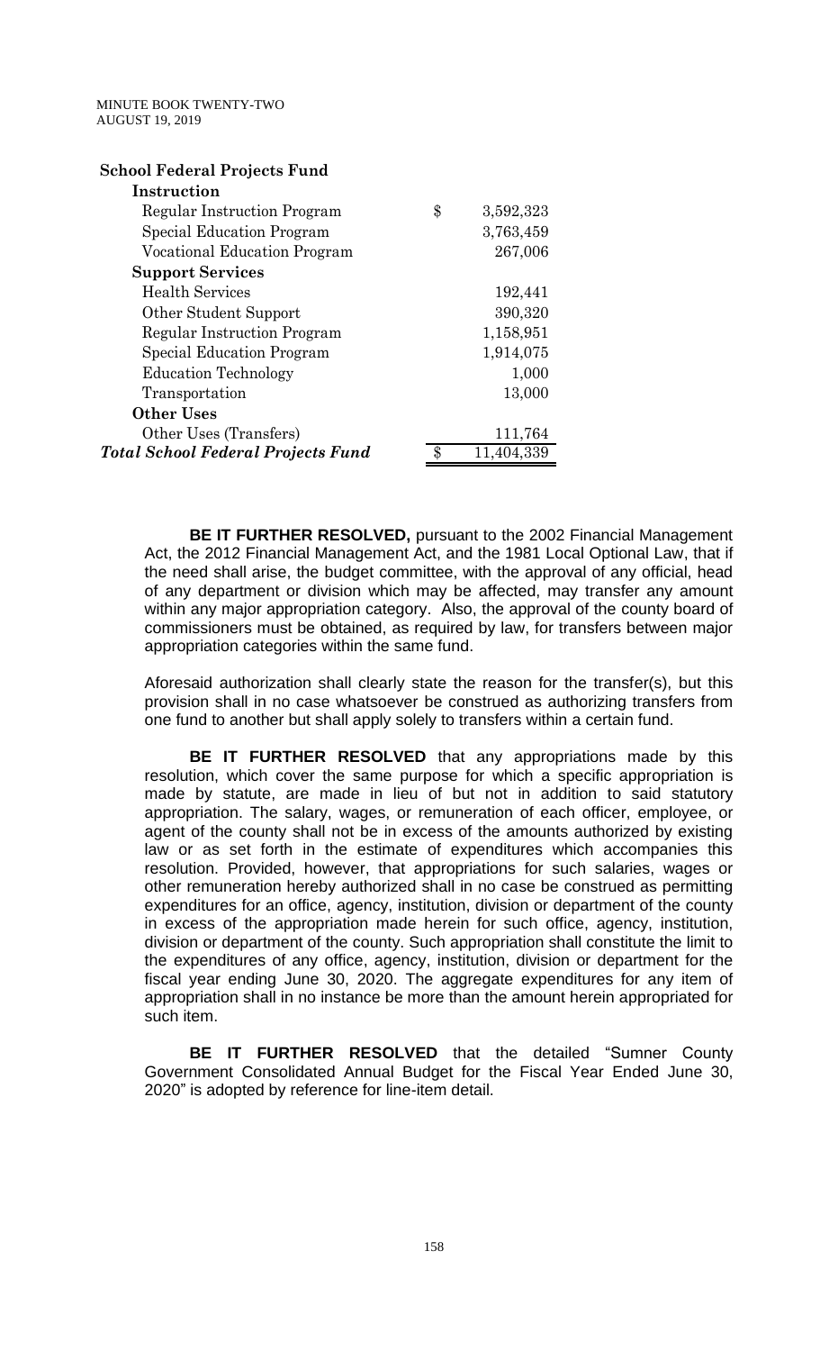| **School Federal Projects Fund** | |
| --- | --- |
| **Instruction** | |
| Regular Instruction Program | $ 3,592,323 |
| Special Education Program | 3,763,459 |
| Vocational Education Program | 267,006 |
| **Support Services** | |
| Health Services | 192,441 |
| Other Student Support | 390,320 |
| Regular Instruction Program | 1,158,951 |
| Special Education Program | 1,914,075 |
| Education Technology | 1,000 |
| Transportation | 13,000 |
| **Other Uses** | |
| Other Uses (Transfers) | 111,764 |
| ***Total School Federal Projects Fund*** | $ 11,404,339 |

**BE IT FURTHER RESOLVED,** pursuant to the 2002 Financial Management Act, the 2012 Financial Management Act, and the 1981 Local Optional Law, that if the need shall arise, the budget committee, with the approval of any official, head of any department or division which may be affected, may transfer any amount within any major appropriation category. Also, the approval of the county board of commissioners must be obtained, as required by law, for transfers between major appropriation categories within the same fund.

Aforesaid authorization shall clearly state the reason for the transfer(s), but this provision shall in no case whatsoever be construed as authorizing transfers from one fund to another but shall apply solely to transfers within a certain fund.

**BE IT FURTHER RESOLVED** that any appropriations made by this resolution, which cover the same purpose for which a specific appropriation is made by statute, are made in lieu of but not in addition to said statutory appropriation. The salary, wages, or remuneration of each officer, employee, or agent of the county shall not be in excess of the amounts authorized by existing law or as set forth in the estimate of expenditures which accompanies this resolution. Provided, however, that appropriations for such salaries, wages or other remuneration hereby authorized shall in no case be construed as permitting expenditures for an office, agency, institution, division or department of the county in excess of the appropriation made herein for such office, agency, institution, division or department of the county. Such appropriation shall constitute the limit to the expenditures of any office, agency, institution, division or department for the fiscal year ending June 30, 2020. The aggregate expenditures for any item of appropriation shall in no instance be more than the amount herein appropriated for such item.

**BE IT FURTHER RESOLVED** that the detailed "Sumner County Government Consolidated Annual Budget for the Fiscal Year Ended June 30, 2020" is adopted by reference for line-item detail.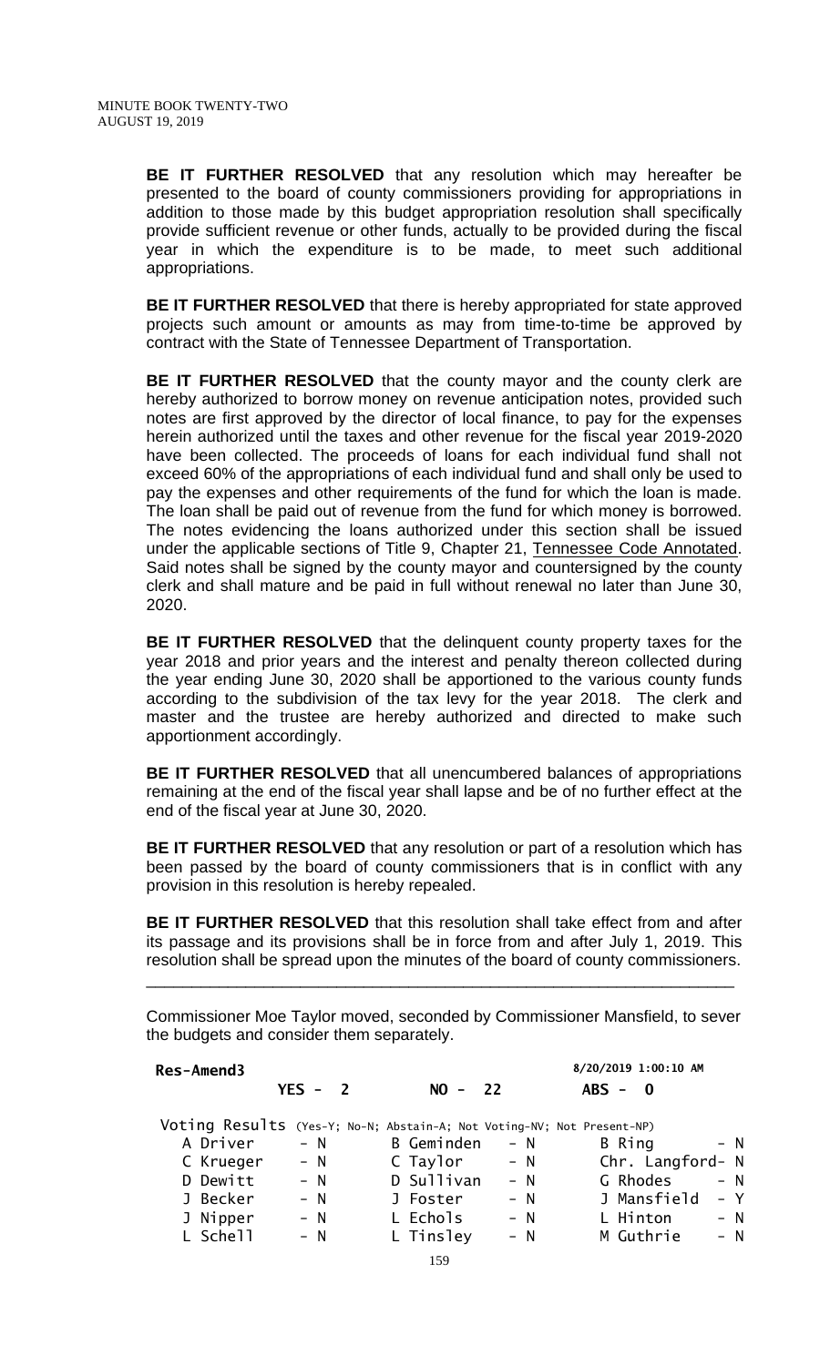**BE IT FURTHER RESOLVED** that any resolution which may hereafter be presented to the board of county commissioners providing for appropriations in addition to those made by this budget appropriation resolution shall specifically provide sufficient revenue or other funds, actually to be provided during the fiscal year in which the expenditure is to be made, to meet such additional appropriations.

**BE IT FURTHER RESOLVED** that there is hereby appropriated for state approved projects such amount or amounts as may from time-to-time be approved by contract with the State of Tennessee Department of Transportation.

**BE IT FURTHER RESOLVED** that the county mayor and the county clerk are hereby authorized to borrow money on revenue anticipation notes, provided such notes are first approved by the director of local finance, to pay for the expenses herein authorized until the taxes and other revenue for the fiscal year 2019-2020 have been collected. The proceeds of loans for each individual fund shall not exceed 60% of the appropriations of each individual fund and shall only be used to pay the expenses and other requirements of the fund for which the loan is made. The loan shall be paid out of revenue from the fund for which money is borrowed. The notes evidencing the loans authorized under this section shall be issued under the applicable sections of Title 9, Chapter 21, Tennessee Code Annotated. Said notes shall be signed by the county mayor and countersigned by the county clerk and shall mature and be paid in full without renewal no later than June 30, 2020.

**BE IT FURTHER RESOLVED** that the delinquent county property taxes for the year 2018 and prior years and the interest and penalty thereon collected during the year ending June 30, 2020 shall be apportioned to the various county funds according to the subdivision of the tax levy for the year 2018. The clerk and master and the trustee are hereby authorized and directed to make such apportionment accordingly.

**BE IT FURTHER RESOLVED** that all unencumbered balances of appropriations remaining at the end of the fiscal year shall lapse and be of no further effect at the end of the fiscal year at June 30, 2020.

**BE IT FURTHER RESOLVED** that any resolution or part of a resolution which has been passed by the board of county commissioners that is in conflict with any provision in this resolution is hereby repealed.

**BE IT FURTHER RESOLVED** that this resolution shall take effect from and after its passage and its provisions shall be in force from and after July 1, 2019. This resolution shall be spread upon the minutes of the board of county commissioners.

---

Commissioner Moe Taylor moved, seconded by Commissioner Mansfield, to sever the budgets and consider them separately.

**Res-Amend3** 8/20/2019 1:00:10 AM

YES - 2 NO - 22 ABS - 0

Voting Results (Yes-Y; No-N; Abstain-A; Not Voting-NV; Not Present-NP)

| | | | | | |
|---|---|---|---|---|---|
| A Driver | - N | B Geminden | - N | B Ring | - N |
| C Krueger | - N | C Taylor | - N | Chr. Langford | - N |
| D Dewitt | - N | D Sullivan | - N | G Rhodes | - N |
| J Becker | - N | J Foster | - N | J Mansfield | - Y |
| J Nipper | - N | L Echols | - N | L Hinton | - N |
| L Schell | - N | L Tinsley | - N | M Guthrie | - N |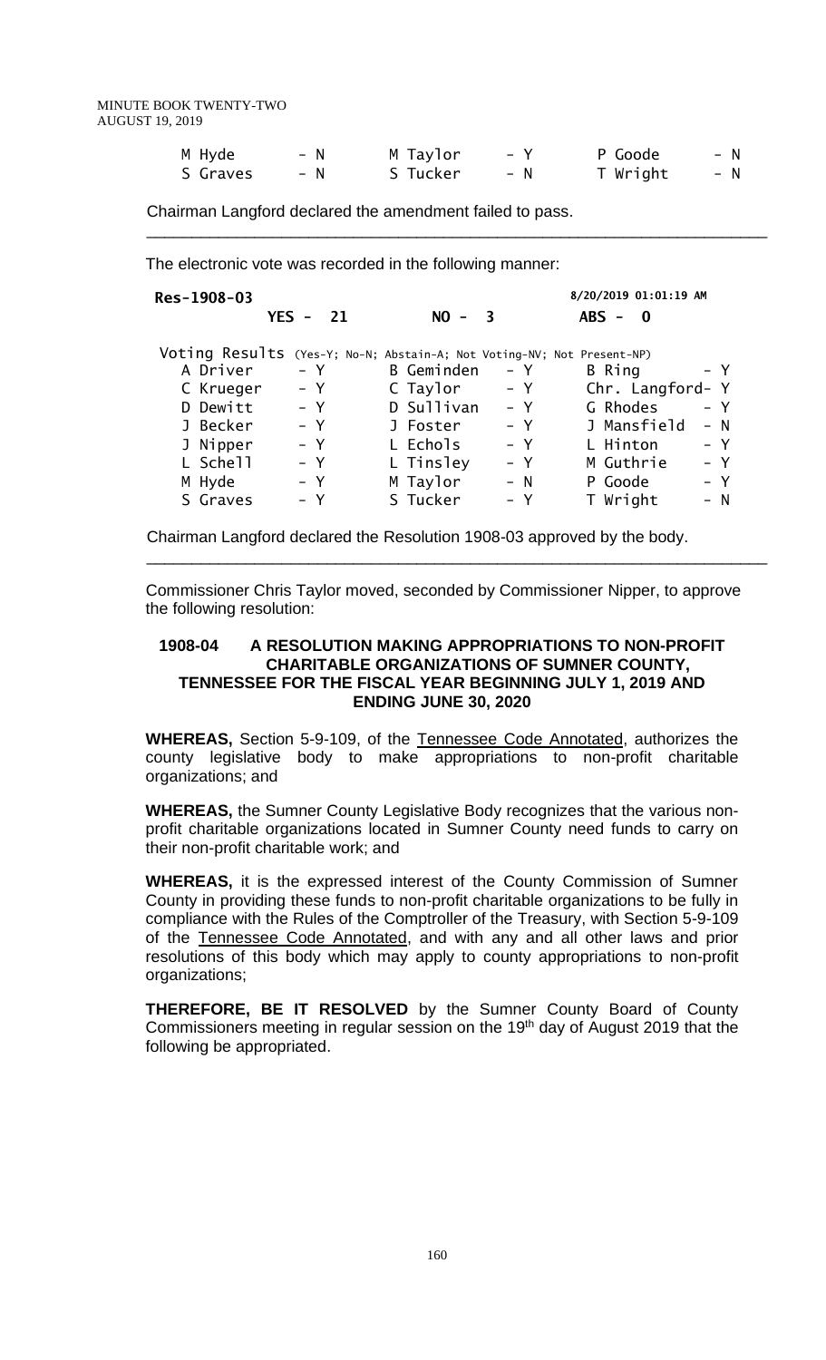| M Hyde | - N | M Taylor | - Y | P Goode | - N |
|---|---|---|---|---|---|
| S Graves | - N | S Tucker | - N | T Wright | - N |

Chairman Langford declared the amendment failed to pass.

---

The electronic vote was recorded in the following manner:

**Res-1908-03** 8/20/2019 01:01:19 AM

**YES - 21** **NO - 3** **ABS - 0**

Voting Results (Yes-Y; No-N; Abstain-A; Not Voting-NV; Not Present-NP)

| | | | | | |
|---|---|---|---|---|---|
| A Driver | - Y | B Geminden | - Y | B Ring | - Y |
| C Krueger | - Y | C Taylor | - Y | Chr. Langford | - Y |
| D Dewitt | - Y | D Sullivan | - Y | G Rhodes | - Y |
| J Becker | - Y | J Foster | - Y | J Mansfield | - N |
| J Nipper | - Y | L Echols | - Y | L Hinton | - Y |
| L Schell | - Y | L Tinsley | - Y | M Guthrie | - Y |
| M Hyde | - Y | M Taylor | - N | P Goode | - Y |
| S Graves | - Y | S Tucker | - Y | T Wright | - N |

Chairman Langford declared the Resolution 1908-03 approved by the body.

---

Commissioner Chris Taylor moved, seconded by Commissioner Nipper, to approve the following resolution:

**1908-04 A RESOLUTION MAKING APPROPRIATIONS TO NON-PROFIT CHARITABLE ORGANIZATIONS OF SUMNER COUNTY, TENNESSEE FOR THE FISCAL YEAR BEGINNING JULY 1, 2019 AND ENDING JUNE 30, 2020**

**WHEREAS,** Section 5-9-109, of the Tennessee Code Annotated, authorizes the county legislative body to make appropriations to non-profit charitable organizations; and

**WHEREAS,** the Sumner County Legislative Body recognizes that the various non-profit charitable organizations located in Sumner County need funds to carry on their non-profit charitable work; and

**WHEREAS,** it is the expressed interest of the County Commission of Sumner County in providing these funds to non-profit charitable organizations to be fully in compliance with the Rules of the Comptroller of the Treasury, with Section 5-9-109 of the Tennessee Code Annotated, and with any and all other laws and prior resolutions of this body which may apply to county appropriations to non-profit organizations;

**THEREFORE, BE IT RESOLVED** by the Sumner County Board of County Commissioners meeting in regular session on the 19th day of August 2019 that the following be appropriated.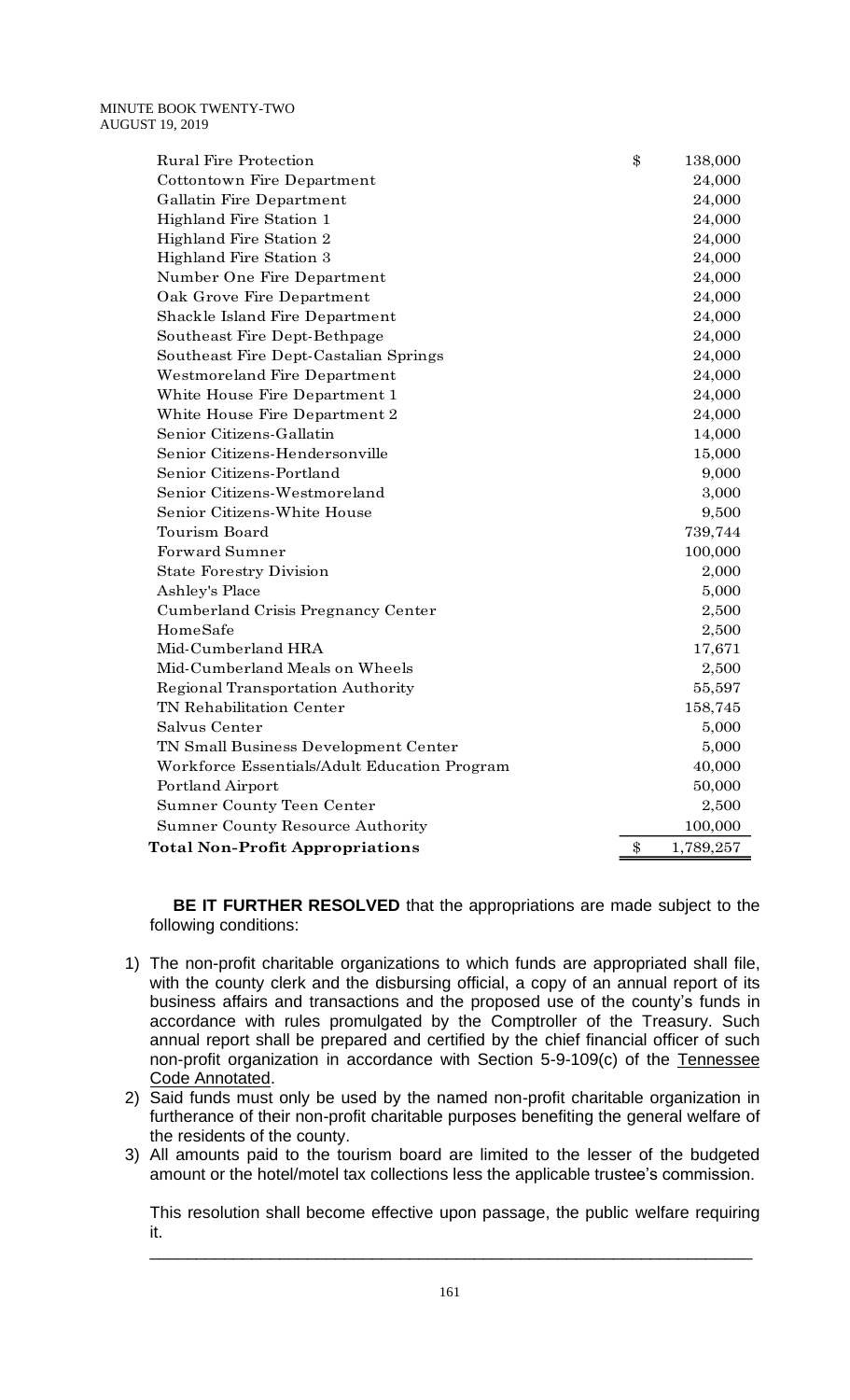| | |
|---|---|
| Rural Fire Protection | $ 138,000 |
| Cottontown Fire Department | 24,000 |
| Gallatin Fire Department | 24,000 |
| Highland Fire Station 1 | 24,000 |
| Highland Fire Station 2 | 24,000 |
| Highland Fire Station 3 | 24,000 |
| Number One Fire Department | 24,000 |
| Oak Grove Fire Department | 24,000 |
| Shackle Island Fire Department | 24,000 |
| Southeast Fire Dept-Bethpage | 24,000 |
| Southeast Fire Dept-Castalian Springs | 24,000 |
| Westmoreland Fire Department | 24,000 |
| White House Fire Department 1 | 24,000 |
| White House Fire Department 2 | 24,000 |
| Senior Citizens-Gallatin | 14,000 |
| Senior Citizens-Hendersonville | 15,000 |
| Senior Citizens-Portland | 9,000 |
| Senior Citizens-Westmoreland | 3,000 |
| Senior Citizens-White House | 9,500 |
| Tourism Board | 739,744 |
| Forward Sumner | 100,000 |
| State Forestry Division | 2,000 |
| Ashley's Place | 5,000 |
| Cumberland Crisis Pregnancy Center | 2,500 |
| HomeSafe | 2,500 |
| Mid-Cumberland HRA | 17,671 |
| Mid-Cumberland Meals on Wheels | 2,500 |
| Regional Transportation Authority | 55,597 |
| TN Rehabilitation Center | 158,745 |
| Salvus Center | 5,000 |
| TN Small Business Development Center | 5,000 |
| Workforce Essentials/Adult Education Program | 40,000 |
| Portland Airport | 50,000 |
| Sumner County Teen Center | 2,500 |
| Sumner County Resource Authority | 100,000 |
| **Total Non-Profit Appropriations** | $ 1,789,257 |

**BE IT FURTHER RESOLVED** that the appropriations are made subject to the following conditions:

1) The non-profit charitable organizations to which funds are appropriated shall file, with the county clerk and the disbursing official, a copy of an annual report of its business affairs and transactions and the proposed use of the county's funds in accordance with rules promulgated by the Comptroller of the Treasury. Such annual report shall be prepared and certified by the chief financial officer of such non-profit organization in accordance with Section 5-9-109(c) of the Tennessee Code Annotated.
2) Said funds must only be used by the named non-profit charitable organization in furtherance of their non-profit charitable purposes benefiting the general welfare of the residents of the county.
3) All amounts paid to the tourism board are limited to the lesser of the budgeted amount or the hotel/motel tax collections less the applicable trustee's commission.

This resolution shall become effective upon passage, the public welfare requiring it.

---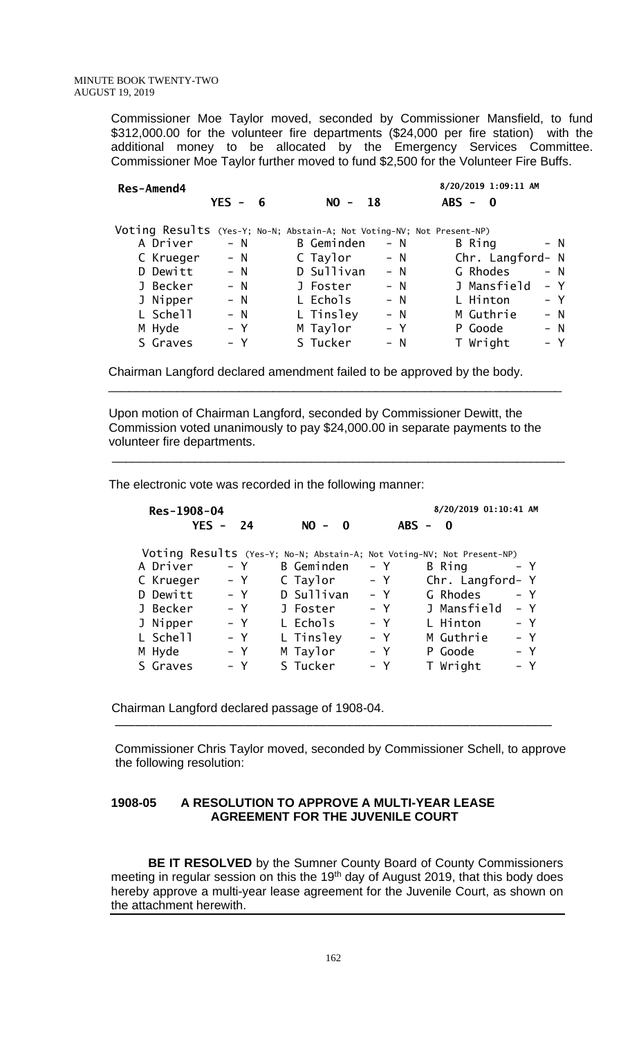Commissioner Moe Taylor moved, seconded by Commissioner Mansfield, to fund $312,000.00 for the volunteer fire departments ($24,000 per fire station) with the additional money to be allocated by the Emergency Services Committee. Commissioner Moe Taylor further moved to fund $2,500 for the Volunteer Fire Buffs.

**Res-Amend4** — 8/20/2019 1:09:11 AM

**YES - 6 NO - 18 ABS - 0**

Voting Results (Yes-Y; No-N; Abstain-A; Not Voting-NV; Not Present-NP)

| | | | | | |
|---|---|---|---|---|---|
| A Driver | - N | B Geminden | - N | B Ring | - N |
| C Krueger | - N | C Taylor | - N | Chr. Langford | - N |
| D Dewitt | - N | D Sullivan | - N | G Rhodes | - N |
| J Becker | - N | J Foster | - N | J Mansfield | - Y |
| J Nipper | - N | L Echols | - N | L Hinton | - Y |
| L Schell | - N | L Tinsley | - N | M Guthrie | - N |
| M Hyde | - Y | M Taylor | - Y | P Goode | - N |
| S Graves | - Y | S Tucker | - N | T Wright | - Y |

Chairman Langford declared amendment failed to be approved by the body.

---

Upon motion of Chairman Langford, seconded by Commissioner Dewitt, the Commission voted unanimously to pay $24,000.00 in separate payments to the volunteer fire departments.

---

The electronic vote was recorded in the following manner:

**Res-1908-04** — 8/20/2019 01:10:41 AM

**YES - 24 NO - 0 ABS - 0**

Voting Results (Yes-Y; No-N; Abstain-A; Not Voting-NV; Not Present-NP)

| | | | | | |
|---|---|---|---|---|---|
| A Driver | - Y | B Geminden | - Y | B Ring | - Y |
| C Krueger | - Y | C Taylor | - Y | Chr. Langford | - Y |
| D Dewitt | - Y | D Sullivan | - Y | G Rhodes | - Y |
| J Becker | - Y | J Foster | - Y | J Mansfield | - Y |
| J Nipper | - Y | L Echols | - Y | L Hinton | - Y |
| L Schell | - Y | L Tinsley | - Y | M Guthrie | - Y |
| M Hyde | - Y | M Taylor | - Y | P Goode | - Y |
| S Graves | - Y | S Tucker | - Y | T Wright | - Y |

Chairman Langford declared passage of 1908-04.

---

Commissioner Chris Taylor moved, seconded by Commissioner Schell, to approve the following resolution:

**1908-05 A RESOLUTION TO APPROVE A MULTI-YEAR LEASE AGREEMENT FOR THE JUVENILE COURT**

**BE IT RESOLVED** by the Sumner County Board of County Commissioners meeting in regular session on this the 19th day of August 2019, that this body does hereby approve a multi-year lease agreement for the Juvenile Court, as shown on the attachment herewith.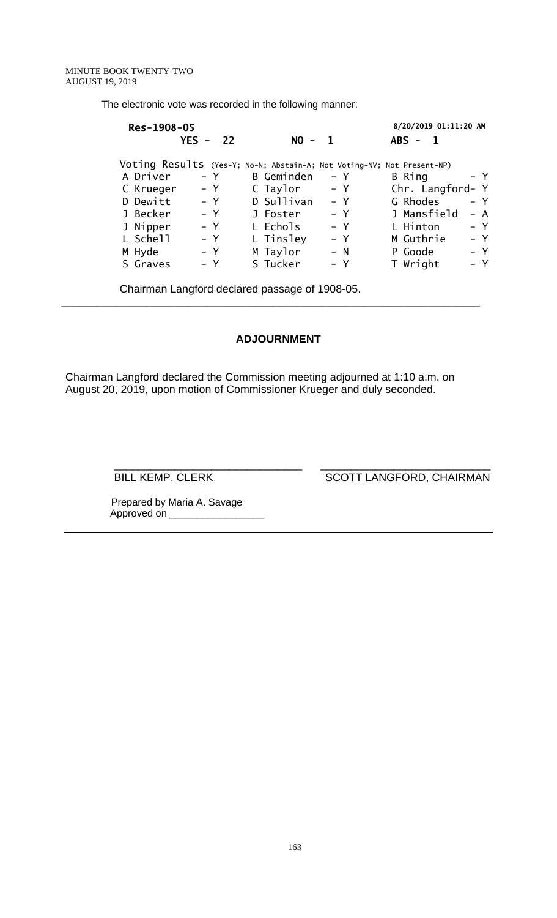The electronic vote was recorded in the following manner:

| Res-1908-05 | | | | | 8/20/2019 01:11:20 AM |
|---|---|---|---|---|---|
| | YES - 22 | | NO - 1 | | ABS - 1 |

Voting Results (Yes-Y; No-N; Abstain-A; Not Voting-NV; Not Present-NP)

| | | | | | |
|---|---|---|---|---|---|
| A Driver | - Y | B Geminden | - Y | B Ring | - Y |
| C Krueger | - Y | C Taylor | - Y | Chr. Langford | - Y |
| D Dewitt | - Y | D Sullivan | - Y | G Rhodes | - Y |
| J Becker | - Y | J Foster | - Y | J Mansfield | - A |
| J Nipper | - Y | L Echols | - Y | L Hinton | - Y |
| L Schell | - Y | L Tinsley | - Y | M Guthrie | - Y |
| M Hyde | - Y | M Taylor | - N | P Goode | - Y |
| S Graves | - Y | S Tucker | - Y | T Wright | - Y |

Chairman Langford declared passage of 1908-05.

---

## ADJOURNMENT

Chairman Langford declared the Commission meeting adjourned at 1:10 a.m. on August 20, 2019, upon motion of Commissioner Krueger and duly seconded.

\_\_\_\_\_\_\_\_\_\_\_\_\_\_\_\_\_\_\_\_\_\_\_\_\_\_\_\_\_\_ &nbsp;&nbsp;&nbsp; \_\_\_\_\_\_\_\_\_\_\_\_\_\_\_\_\_\_\_\_\_\_\_\_\_\_\_\_\_\_

BILL KEMP, CLERK &nbsp;&nbsp;&nbsp;&nbsp;&nbsp;&nbsp;&nbsp;&nbsp;&nbsp;&nbsp; SCOTT LANGFORD, CHAIRMAN

Prepared by Maria A. Savage
Approved on \_\_\_\_\_\_\_\_\_\_\_\_\_\_\_\_